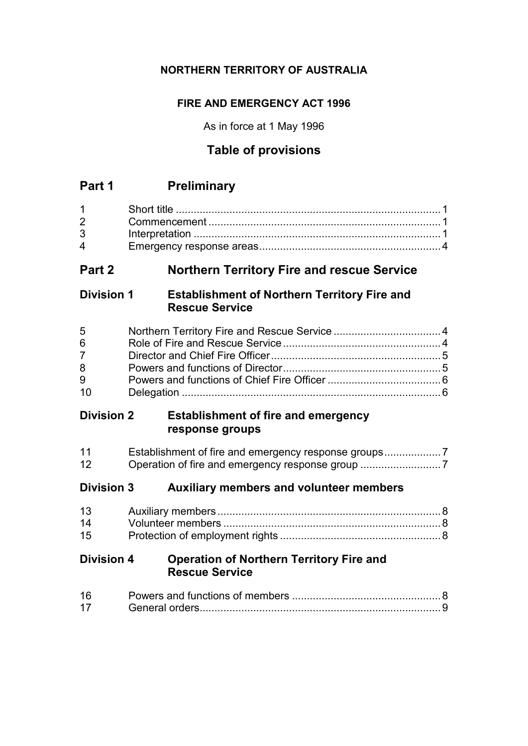**NORTHERN TERRITORY OF AUSTRALIA**

**FIRE AND EMERGENCY ACT 1996**

As in force at 1 May 1996

# Table of provisions

## Part 1 Preliminary

| | | |
|---|---|---|
| 1 | Short title | 1 |
| 2 | Commencement | 1 |
| 3 | Interpretation | 1 |
| 4 | Emergency response areas | 4 |

## Part 2 Northern Territory Fire and rescue Service

### Division 1 Establishment of Northern Territory Fire and Rescue Service

| | | |
|---|---|---|
| 5 | Northern Territory Fire and Rescue Service | 4 |
| 6 | Role of Fire and Rescue Service | 4 |
| 7 | Director and Chief Fire Officer | 5 |
| 8 | Powers and functions of Director | 5 |
| 9 | Powers and functions of Chief Fire Officer | 6 |
| 10 | Delegation | 6 |

### Division 2 Establishment of fire and emergency response groups

| | | |
|---|---|---|
| 11 | Establishment of fire and emergency response groups | 7 |
| 12 | Operation of fire and emergency response group | 7 |

### Division 3 Auxiliary members and volunteer members

| | | |
|---|---|---|
| 13 | Auxiliary members | 8 |
| 14 | Volunteer members | 8 |
| 15 | Protection of employment rights | 8 |

### Division 4 Operation of Northern Territory Fire and Rescue Service

| | | |
|---|---|---|
| 16 | Powers and functions of members | 8 |
| 17 | General orders | 9 |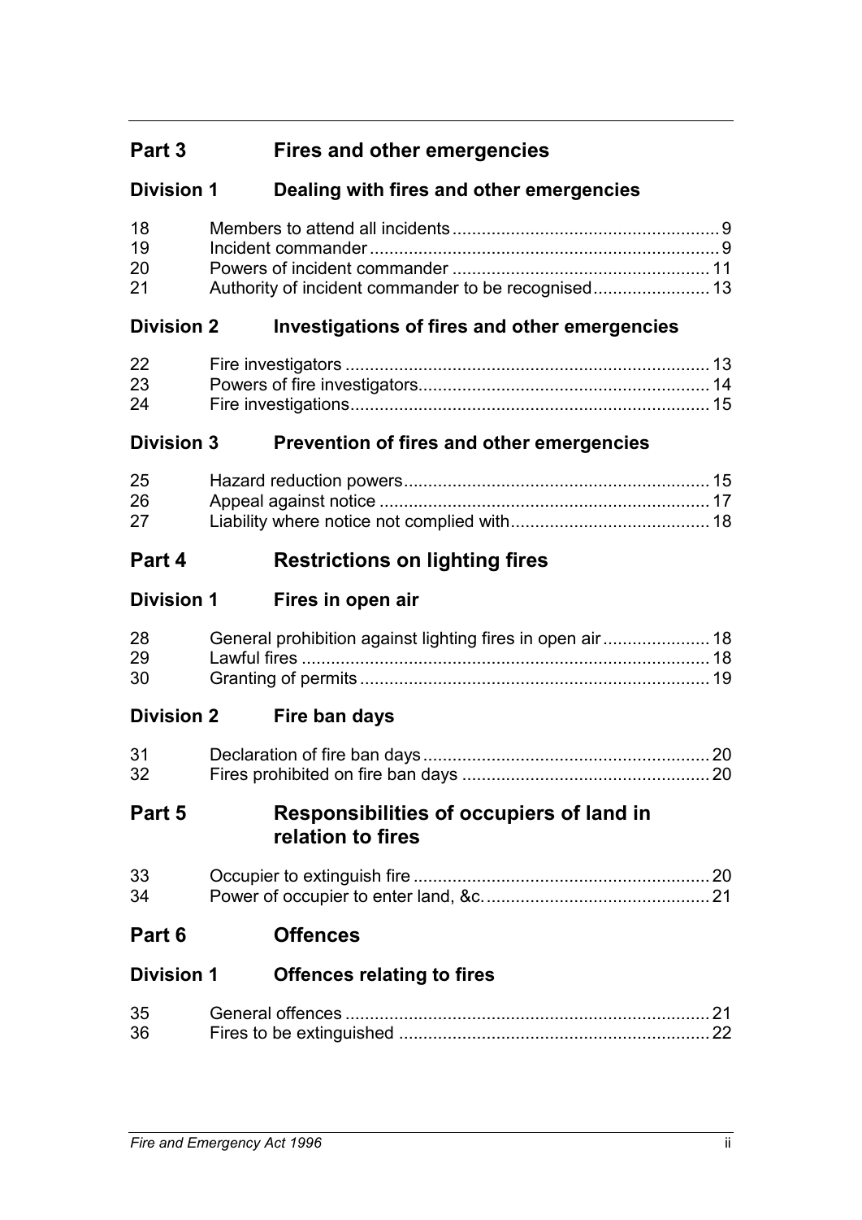## Part 3 Fires and other emergencies

### Division 1 Dealing with fires and other emergencies

| | | |
|---|---|---|
| 18 | Members to attend all incidents | 9 |
| 19 | Incident commander | 9 |
| 20 | Powers of incident commander | 11 |
| 21 | Authority of incident commander to be recognised | 13 |

### Division 2 Investigations of fires and other emergencies

| | | |
|---|---|---|
| 22 | Fire investigators | 13 |
| 23 | Powers of fire investigators | 14 |
| 24 | Fire investigations | 15 |

### Division 3 Prevention of fires and other emergencies

| | | |
|---|---|---|
| 25 | Hazard reduction powers | 15 |
| 26 | Appeal against notice | 17 |
| 27 | Liability where notice not complied with | 18 |

## Part 4 Restrictions on lighting fires

### Division 1 Fires in open air

| | | |
|---|---|---|
| 28 | General prohibition against lighting fires in open air | 18 |
| 29 | Lawful fires | 18 |
| 30 | Granting of permits | 19 |

### Division 2 Fire ban days

| | | |
|---|---|---|
| 31 | Declaration of fire ban days | 20 |
| 32 | Fires prohibited on fire ban days | 20 |

## Part 5 Responsibilities of occupiers of land in relation to fires

| | | |
|---|---|---|
| 33 | Occupier to extinguish fire | 20 |
| 34 | Power of occupier to enter land, &c. | 21 |

## Part 6 Offences

### Division 1 Offences relating to fires

| | | |
|---|---|---|
| 35 | General offences | 21 |
| 36 | Fires to be extinguished | 22 |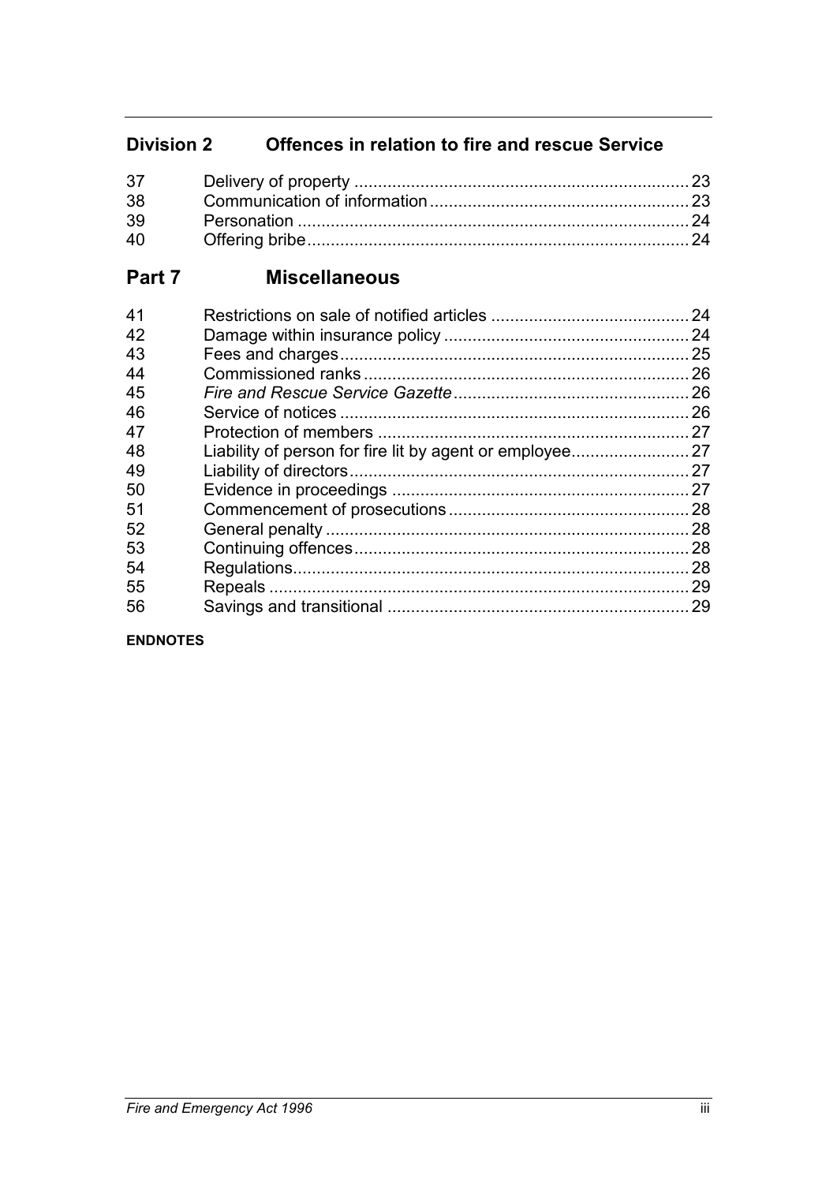## Division 2 Offences in relation to fire and rescue Service

| | | |
|---|---|---|
| 37 | Delivery of property | 23 |
| 38 | Communication of information | 23 |
| 39 | Personation | 24 |
| 40 | Offering bribe | 24 |

# Part 7 Miscellaneous

| | | |
|---|---|---|
| 41 | Restrictions on sale of notified articles | 24 |
| 42 | Damage within insurance policy | 24 |
| 43 | Fees and charges | 25 |
| 44 | Commissioned ranks | 26 |
| 45 | *Fire and Rescue Service Gazette* | 26 |
| 46 | Service of notices | 26 |
| 47 | Protection of members | 27 |
| 48 | Liability of person for fire lit by agent or employee | 27 |
| 49 | Liability of directors | 27 |
| 50 | Evidence in proceedings | 27 |
| 51 | Commencement of prosecutions | 28 |
| 52 | General penalty | 28 |
| 53 | Continuing offences | 28 |
| 54 | Regulations | 28 |
| 55 | Repeals | 29 |
| 56 | Savings and transitional | 29 |

**ENDNOTES**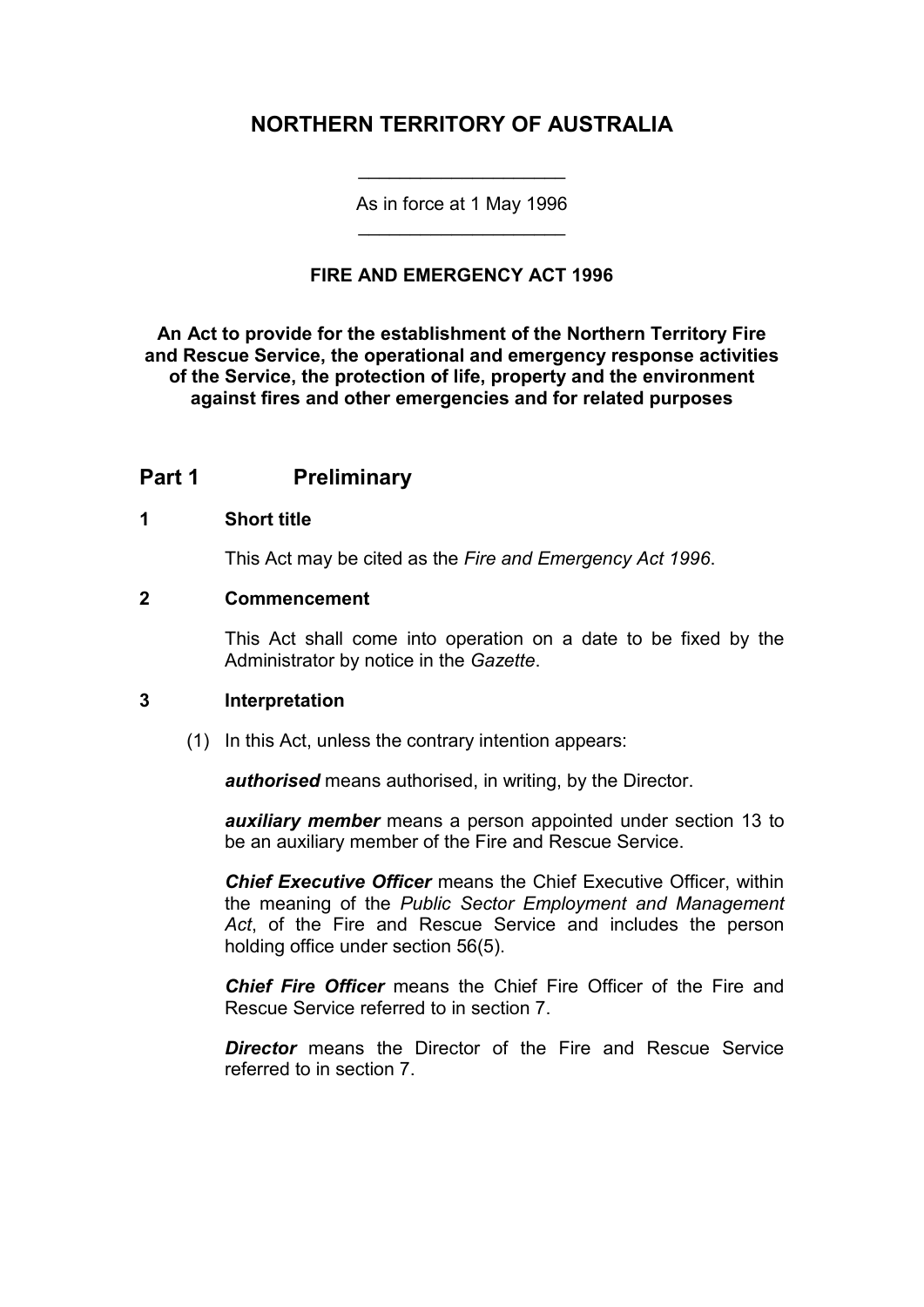# NORTHERN TERRITORY OF AUSTRALIA

As in force at 1 May 1996

### FIRE AND EMERGENCY ACT 1996

**An Act to provide for the establishment of the Northern Territory Fire and Rescue Service, the operational and emergency response activities of the Service, the protection of life, property and the environment against fires and other emergencies and for related purposes**

## Part 1 Preliminary

### 1 Short title

This Act may be cited as the *Fire and Emergency Act 1996*.

### 2 Commencement

This Act shall come into operation on a date to be fixed by the Administrator by notice in the *Gazette*.

### 3 Interpretation

(1) In this Act, unless the contrary intention appears:

***authorised*** means authorised, in writing, by the Director.

***auxiliary member*** means a person appointed under section 13 to be an auxiliary member of the Fire and Rescue Service.

***Chief Executive Officer*** means the Chief Executive Officer, within the meaning of the *Public Sector Employment and Management Act*, of the Fire and Rescue Service and includes the person holding office under section 56(5).

***Chief Fire Officer*** means the Chief Fire Officer of the Fire and Rescue Service referred to in section 7.

***Director*** means the Director of the Fire and Rescue Service referred to in section 7.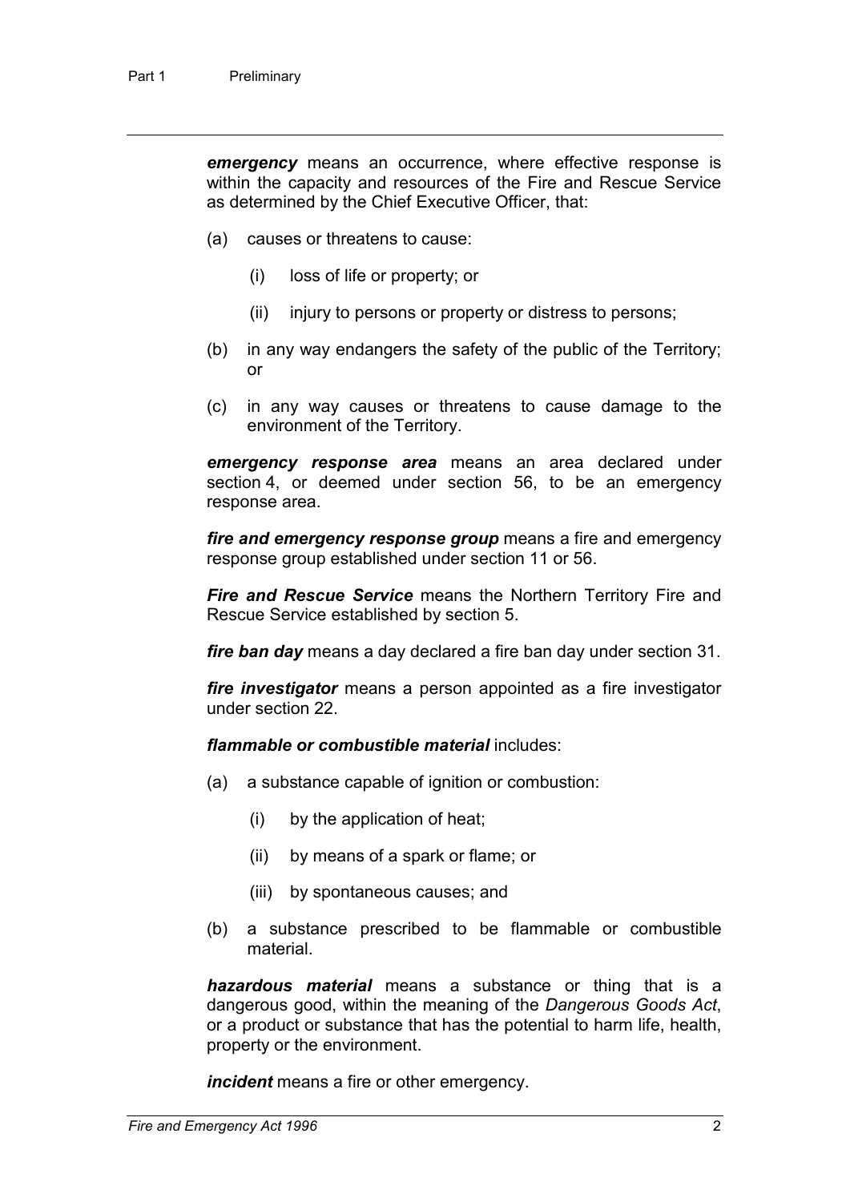***emergency*** means an occurrence, where effective response is within the capacity and resources of the Fire and Rescue Service as determined by the Chief Executive Officer, that:

(a) causes or threatens to cause:

(i) loss of life or property; or

(ii) injury to persons or property or distress to persons;

(b) in any way endangers the safety of the public of the Territory; or

(c) in any way causes or threatens to cause damage to the environment of the Territory.

***emergency response area*** means an area declared under section 4, or deemed under section 56, to be an emergency response area.

***fire and emergency response group*** means a fire and emergency response group established under section 11 or 56.

***Fire and Rescue Service*** means the Northern Territory Fire and Rescue Service established by section 5.

***fire ban day*** means a day declared a fire ban day under section 31.

***fire investigator*** means a person appointed as a fire investigator under section 22.

***flammable or combustible material*** includes:

(a) a substance capable of ignition or combustion:

(i) by the application of heat;

(ii) by means of a spark or flame; or

(iii) by spontaneous causes; and

(b) a substance prescribed to be flammable or combustible material.

***hazardous material*** means a substance or thing that is a dangerous good, within the meaning of the *Dangerous Goods Act*, or a product or substance that has the potential to harm life, health, property or the environment.

***incident*** means a fire or other emergency.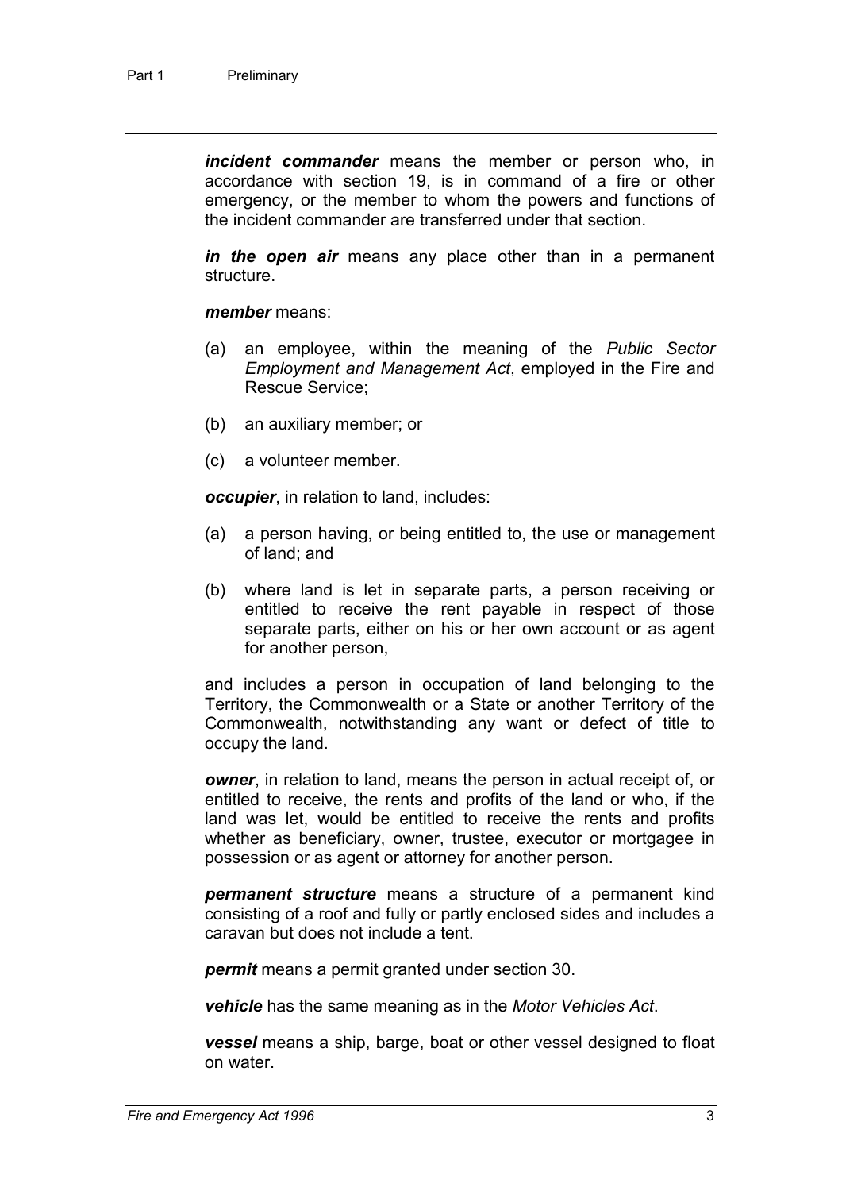***incident commander*** means the member or person who, in accordance with section 19, is in command of a fire or other emergency, or the member to whom the powers and functions of the incident commander are transferred under that section.

***in the open air*** means any place other than in a permanent structure.

***member*** means:

(a) an employee, within the meaning of the *Public Sector Employment and Management Act*, employed in the Fire and Rescue Service;

(b) an auxiliary member; or

(c) a volunteer member.

***occupier***, in relation to land, includes:

(a) a person having, or being entitled to, the use or management of land; and

(b) where land is let in separate parts, a person receiving or entitled to receive the rent payable in respect of those separate parts, either on his or her own account or as agent for another person,

and includes a person in occupation of land belonging to the Territory, the Commonwealth or a State or another Territory of the Commonwealth, notwithstanding any want or defect of title to occupy the land.

***owner***, in relation to land, means the person in actual receipt of, or entitled to receive, the rents and profits of the land or who, if the land was let, would be entitled to receive the rents and profits whether as beneficiary, owner, trustee, executor or mortgagee in possession or as agent or attorney for another person.

***permanent structure*** means a structure of a permanent kind consisting of a roof and fully or partly enclosed sides and includes a caravan but does not include a tent.

***permit*** means a permit granted under section 30.

***vehicle*** has the same meaning as in the *Motor Vehicles Act*.

***vessel*** means a ship, barge, boat or other vessel designed to float on water.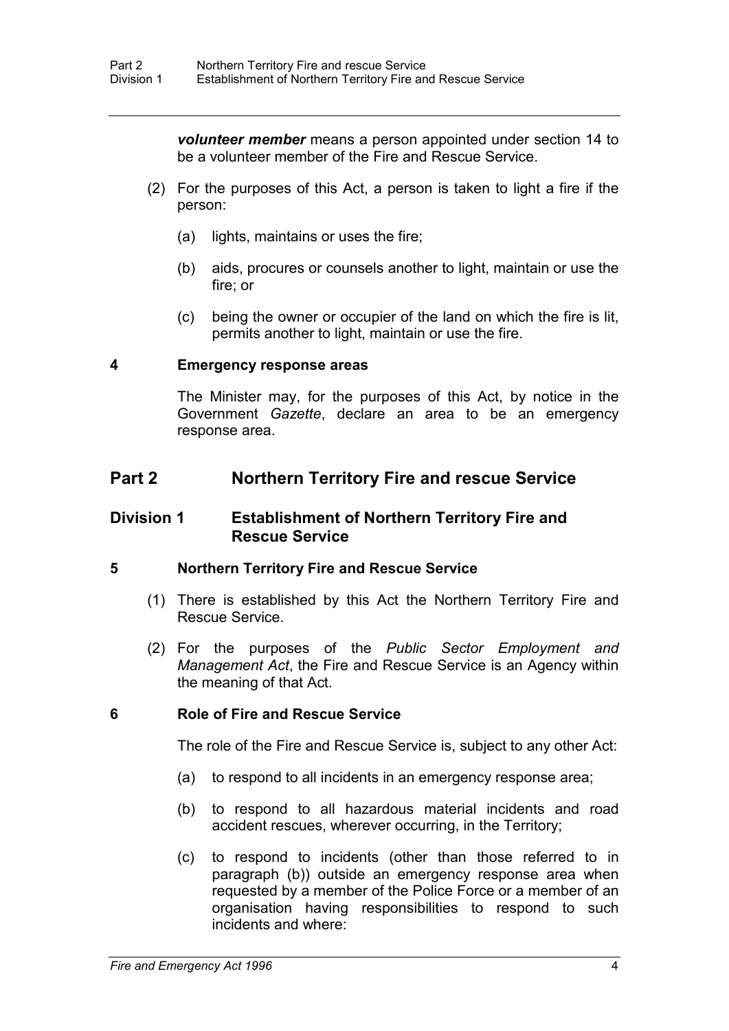***volunteer member*** means a person appointed under section 14 to be a volunteer member of the Fire and Rescue Service.

(2) For the purposes of this Act, a person is taken to light a fire if the person:

(a) lights, maintains or uses the fire;

(b) aids, procures or counsels another to light, maintain or use the fire; or

(c) being the owner or occupier of the land on which the fire is lit, permits another to light, maintain or use the fire.

### 4 Emergency response areas

The Minister may, for the purposes of this Act, by notice in the Government *Gazette*, declare an area to be an emergency response area.

## Part 2 Northern Territory Fire and rescue Service

### Division 1 Establishment of Northern Territory Fire and Rescue Service

### 5 Northern Territory Fire and Rescue Service

(1) There is established by this Act the Northern Territory Fire and Rescue Service.

(2) For the purposes of the *Public Sector Employment and Management Act*, the Fire and Rescue Service is an Agency within the meaning of that Act.

### 6 Role of Fire and Rescue Service

The role of the Fire and Rescue Service is, subject to any other Act:

(a) to respond to all incidents in an emergency response area;

(b) to respond to all hazardous material incidents and road accident rescues, wherever occurring, in the Territory;

(c) to respond to incidents (other than those referred to in paragraph (b)) outside an emergency response area when requested by a member of the Police Force or a member of an organisation having responsibilities to respond to such incidents and where: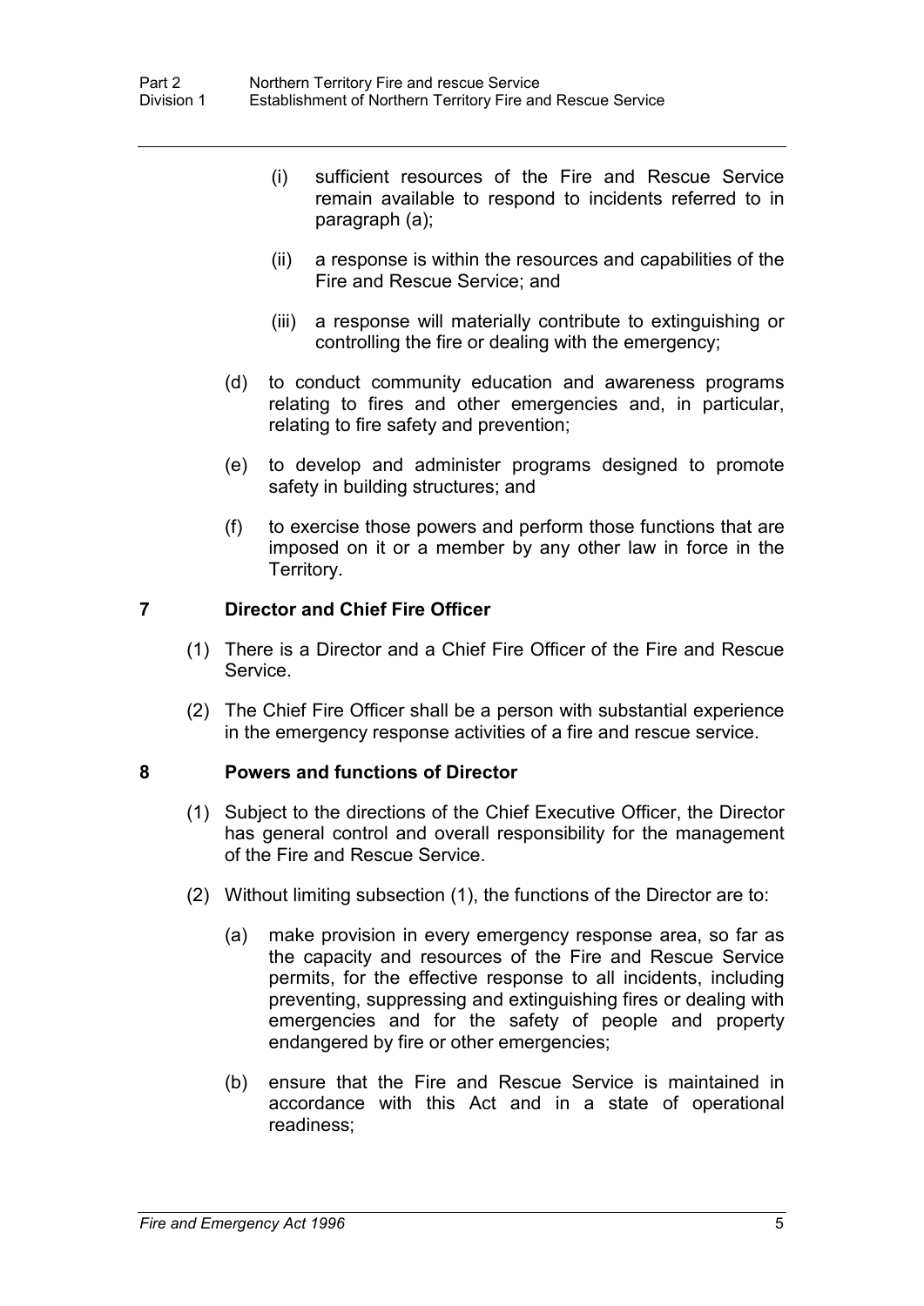(i) sufficient resources of the Fire and Rescue Service remain available to respond to incidents referred to in paragraph (a);

(ii) a response is within the resources and capabilities of the Fire and Rescue Service; and

(iii) a response will materially contribute to extinguishing or controlling the fire or dealing with the emergency;

(d) to conduct community education and awareness programs relating to fires and other emergencies and, in particular, relating to fire safety and prevention;

(e) to develop and administer programs designed to promote safety in building structures; and

(f) to exercise those powers and perform those functions that are imposed on it or a member by any other law in force in the Territory.

### 7 Director and Chief Fire Officer

(1) There is a Director and a Chief Fire Officer of the Fire and Rescue Service.

(2) The Chief Fire Officer shall be a person with substantial experience in the emergency response activities of a fire and rescue service.

### 8 Powers and functions of Director

(1) Subject to the directions of the Chief Executive Officer, the Director has general control and overall responsibility for the management of the Fire and Rescue Service.

(2) Without limiting subsection (1), the functions of the Director are to:

(a) make provision in every emergency response area, so far as the capacity and resources of the Fire and Rescue Service permits, for the effective response to all incidents, including preventing, suppressing and extinguishing fires or dealing with emergencies and for the safety of people and property endangered by fire or other emergencies;

(b) ensure that the Fire and Rescue Service is maintained in accordance with this Act and in a state of operational readiness;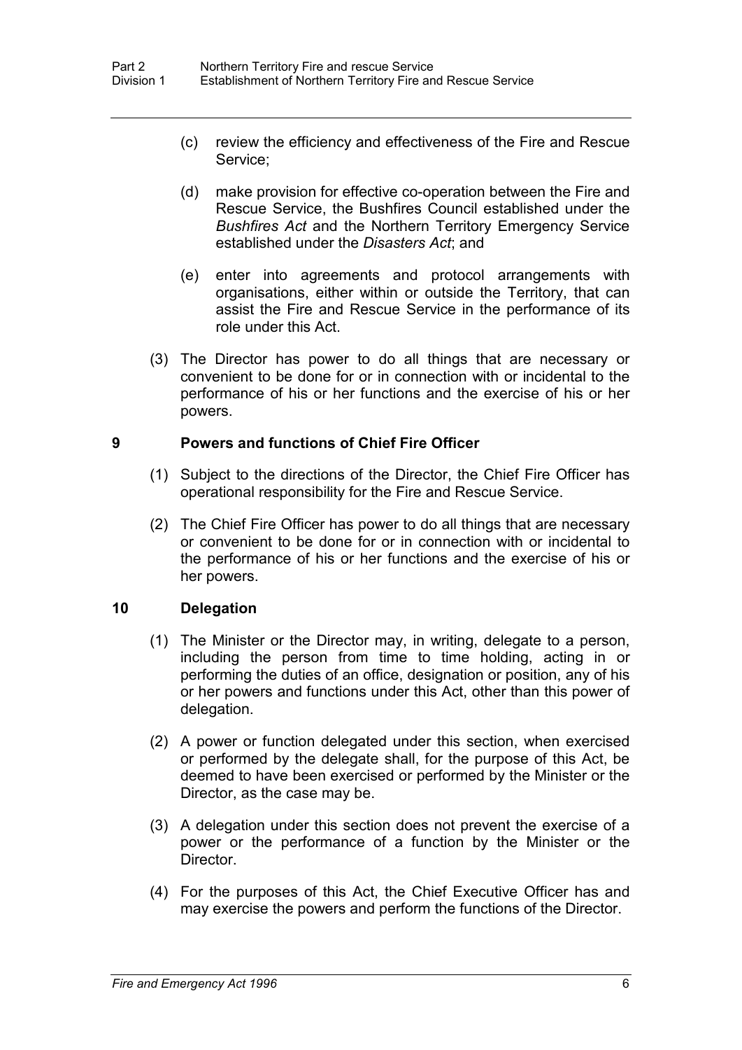(c) review the efficiency and effectiveness of the Fire and Rescue Service;

(d) make provision for effective co-operation between the Fire and Rescue Service, the Bushfires Council established under the *Bushfires Act* and the Northern Territory Emergency Service established under the *Disasters Act*; and

(e) enter into agreements and protocol arrangements with organisations, either within or outside the Territory, that can assist the Fire and Rescue Service in the performance of its role under this Act.

(3) The Director has power to do all things that are necessary or convenient to be done for or in connection with or incidental to the performance of his or her functions and the exercise of his or her powers.

### 9 Powers and functions of Chief Fire Officer

(1) Subject to the directions of the Director, the Chief Fire Officer has operational responsibility for the Fire and Rescue Service.

(2) The Chief Fire Officer has power to do all things that are necessary or convenient to be done for or in connection with or incidental to the performance of his or her functions and the exercise of his or her powers.

### 10 Delegation

(1) The Minister or the Director may, in writing, delegate to a person, including the person from time to time holding, acting in or performing the duties of an office, designation or position, any of his or her powers and functions under this Act, other than this power of delegation.

(2) A power or function delegated under this section, when exercised or performed by the delegate shall, for the purpose of this Act, be deemed to have been exercised or performed by the Minister or the Director, as the case may be.

(3) A delegation under this section does not prevent the exercise of a power or the performance of a function by the Minister or the Director.

(4) For the purposes of this Act, the Chief Executive Officer has and may exercise the powers and perform the functions of the Director.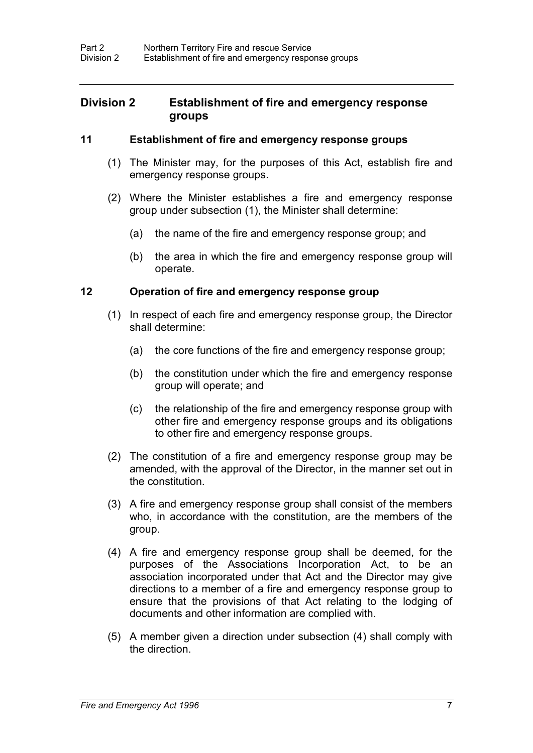## Division 2 Establishment of fire and emergency response groups

### 11 Establishment of fire and emergency response groups

(1) The Minister may, for the purposes of this Act, establish fire and emergency response groups.

(2) Where the Minister establishes a fire and emergency response group under subsection (1), the Minister shall determine:

(a) the name of the fire and emergency response group; and

(b) the area in which the fire and emergency response group will operate.

### 12 Operation of fire and emergency response group

(1) In respect of each fire and emergency response group, the Director shall determine:

(a) the core functions of the fire and emergency response group;

(b) the constitution under which the fire and emergency response group will operate; and

(c) the relationship of the fire and emergency response group with other fire and emergency response groups and its obligations to other fire and emergency response groups.

(2) The constitution of a fire and emergency response group may be amended, with the approval of the Director, in the manner set out in the constitution.

(3) A fire and emergency response group shall consist of the members who, in accordance with the constitution, are the members of the group.

(4) A fire and emergency response group shall be deemed, for the purposes of the Associations Incorporation Act, to be an association incorporated under that Act and the Director may give directions to a member of a fire and emergency response group to ensure that the provisions of that Act relating to the lodging of documents and other information are complied with.

(5) A member given a direction under subsection (4) shall comply with the direction.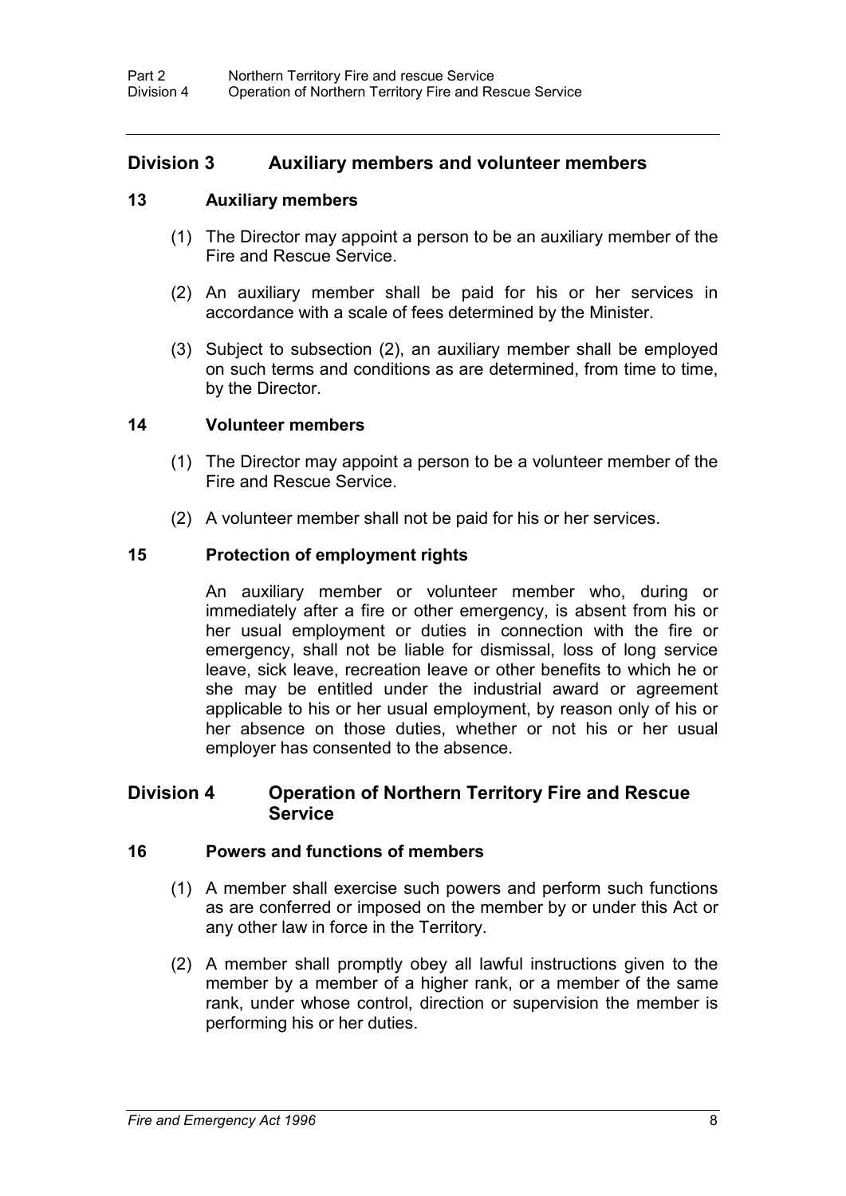## Division 3 Auxiliary members and volunteer members

### 13 Auxiliary members

(1) The Director may appoint a person to be an auxiliary member of the Fire and Rescue Service.

(2) An auxiliary member shall be paid for his or her services in accordance with a scale of fees determined by the Minister.

(3) Subject to subsection (2), an auxiliary member shall be employed on such terms and conditions as are determined, from time to time, by the Director.

### 14 Volunteer members

(1) The Director may appoint a person to be a volunteer member of the Fire and Rescue Service.

(2) A volunteer member shall not be paid for his or her services.

### 15 Protection of employment rights

An auxiliary member or volunteer member who, during or immediately after a fire or other emergency, is absent from his or her usual employment or duties in connection with the fire or emergency, shall not be liable for dismissal, loss of long service leave, sick leave, recreation leave or other benefits to which he or she may be entitled under the industrial award or agreement applicable to his or her usual employment, by reason only of his or her absence on those duties, whether or not his or her usual employer has consented to the absence.

## Division 4 Operation of Northern Territory Fire and Rescue Service

### 16 Powers and functions of members

(1) A member shall exercise such powers and perform such functions as are conferred or imposed on the member by or under this Act or any other law in force in the Territory.

(2) A member shall promptly obey all lawful instructions given to the member by a member of a higher rank, or a member of the same rank, under whose control, direction or supervision the member is performing his or her duties.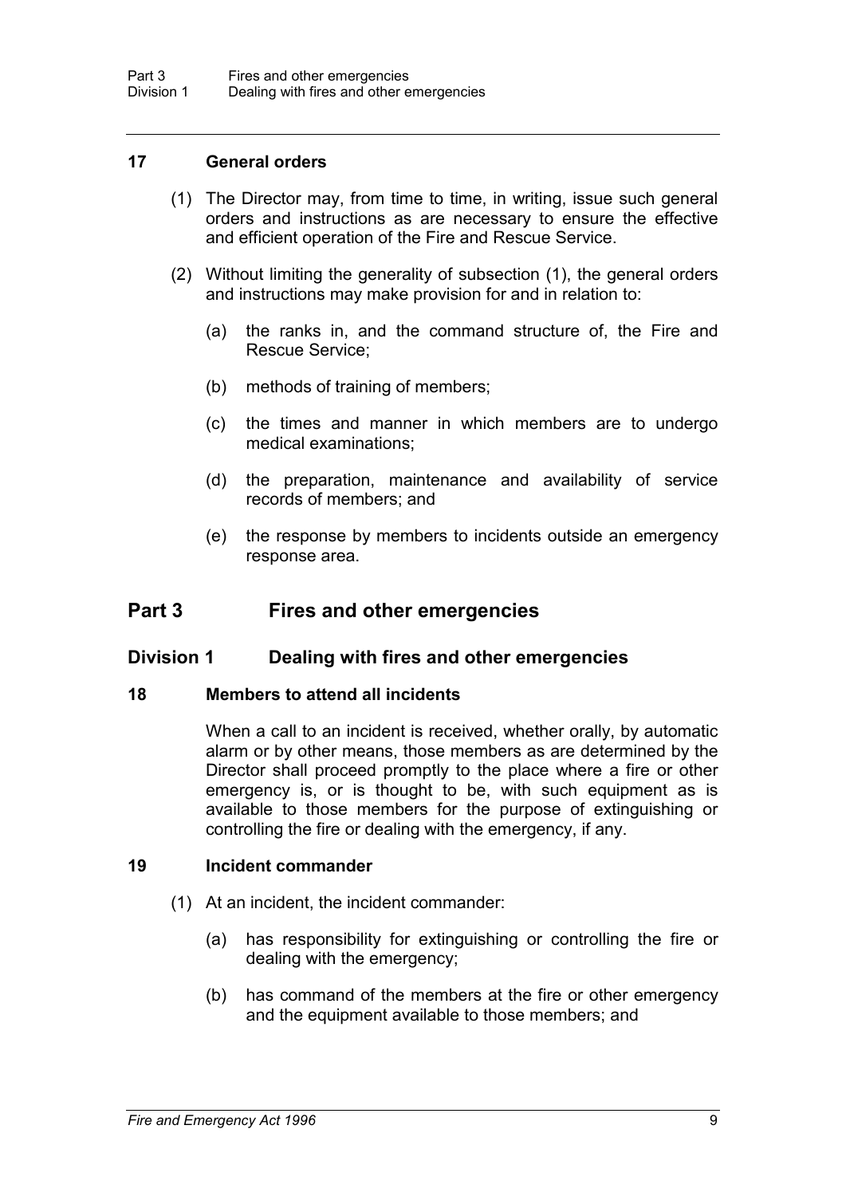### 17 General orders

(1) The Director may, from time to time, in writing, issue such general orders and instructions as are necessary to ensure the effective and efficient operation of the Fire and Rescue Service.

(2) Without limiting the generality of subsection (1), the general orders and instructions may make provision for and in relation to:

(a) the ranks in, and the command structure of, the Fire and Rescue Service;

(b) methods of training of members;

(c) the times and manner in which members are to undergo medical examinations;

(d) the preparation, maintenance and availability of service records of members; and

(e) the response by members to incidents outside an emergency response area.

# Part 3 Fires and other emergencies

## Division 1 Dealing with fires and other emergencies

### 18 Members to attend all incidents

When a call to an incident is received, whether orally, by automatic alarm or by other means, those members as are determined by the Director shall proceed promptly to the place where a fire or other emergency is, or is thought to be, with such equipment as is available to those members for the purpose of extinguishing or controlling the fire or dealing with the emergency, if any.

### 19 Incident commander

(1) At an incident, the incident commander:

(a) has responsibility for extinguishing or controlling the fire or dealing with the emergency;

(b) has command of the members at the fire or other emergency and the equipment available to those members; and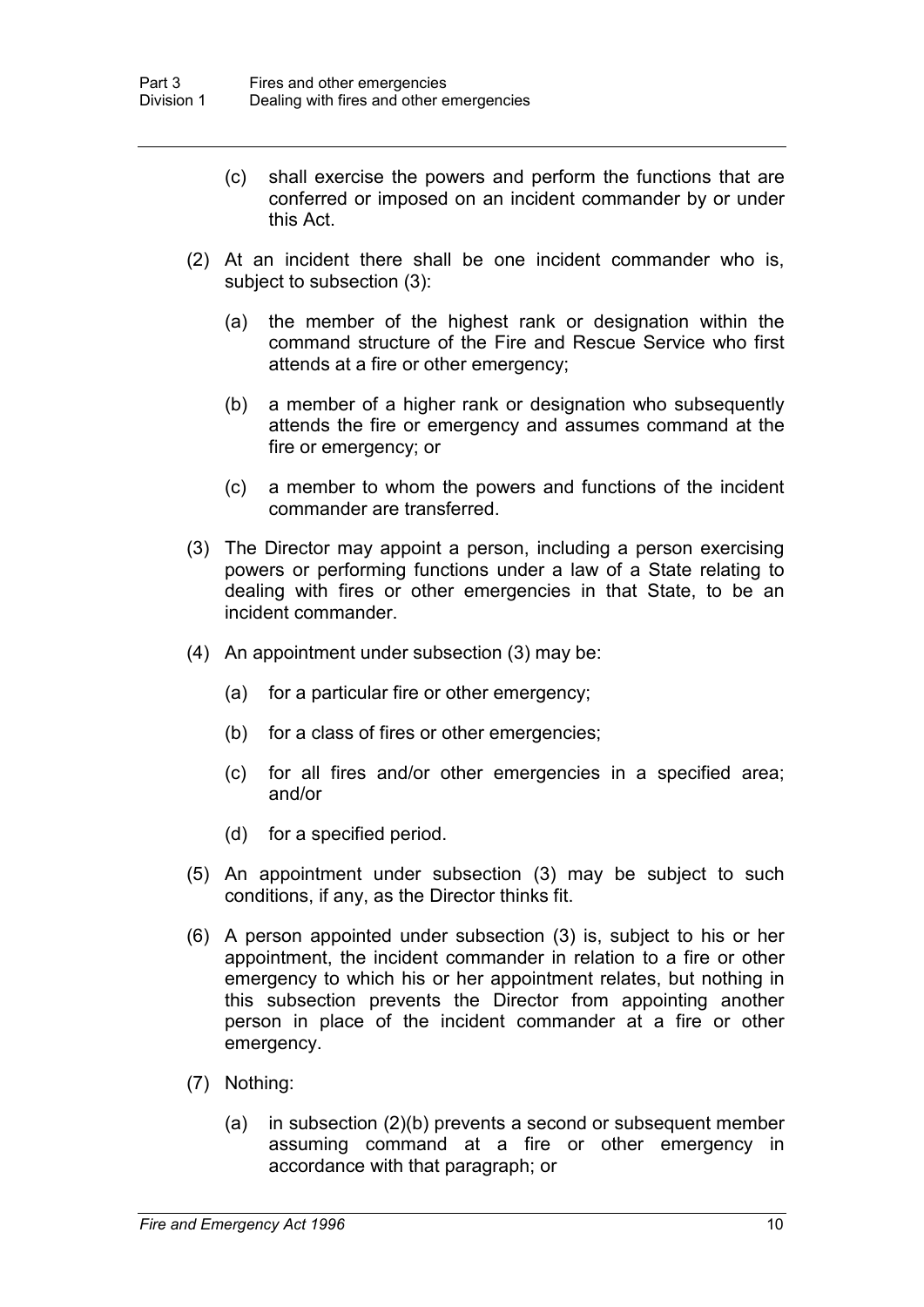(c) shall exercise the powers and perform the functions that are conferred or imposed on an incident commander by or under this Act.

(2) At an incident there shall be one incident commander who is, subject to subsection (3):

(a) the member of the highest rank or designation within the command structure of the Fire and Rescue Service who first attends at a fire or other emergency;

(b) a member of a higher rank or designation who subsequently attends the fire or emergency and assumes command at the fire or emergency; or

(c) a member to whom the powers and functions of the incident commander are transferred.

(3) The Director may appoint a person, including a person exercising powers or performing functions under a law of a State relating to dealing with fires or other emergencies in that State, to be an incident commander.

(4) An appointment under subsection (3) may be:

(a) for a particular fire or other emergency;

(b) for a class of fires or other emergencies;

(c) for all fires and/or other emergencies in a specified area; and/or

(d) for a specified period.

(5) An appointment under subsection (3) may be subject to such conditions, if any, as the Director thinks fit.

(6) A person appointed under subsection (3) is, subject to his or her appointment, the incident commander in relation to a fire or other emergency to which his or her appointment relates, but nothing in this subsection prevents the Director from appointing another person in place of the incident commander at a fire or other emergency.

(7) Nothing:

(a) in subsection (2)(b) prevents a second or subsequent member assuming command at a fire or other emergency in accordance with that paragraph; or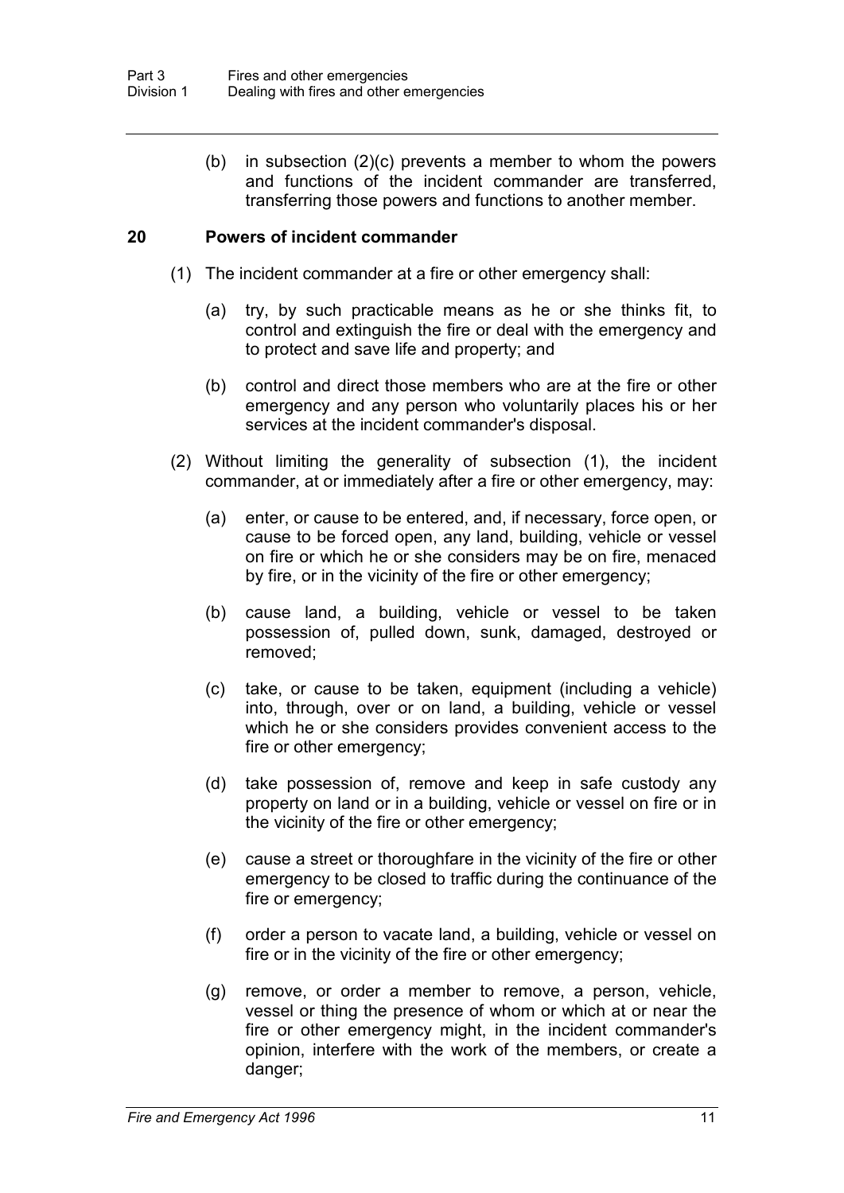(b) in subsection (2)(c) prevents a member to whom the powers and functions of the incident commander are transferred, transferring those powers and functions to another member.

## 20 Powers of incident commander

(1) The incident commander at a fire or other emergency shall:

(a) try, by such practicable means as he or she thinks fit, to control and extinguish the fire or deal with the emergency and to protect and save life and property; and

(b) control and direct those members who are at the fire or other emergency and any person who voluntarily places his or her services at the incident commander's disposal.

(2) Without limiting the generality of subsection (1), the incident commander, at or immediately after a fire or other emergency, may:

(a) enter, or cause to be entered, and, if necessary, force open, or cause to be forced open, any land, building, vehicle or vessel on fire or which he or she considers may be on fire, menaced by fire, or in the vicinity of the fire or other emergency;

(b) cause land, a building, vehicle or vessel to be taken possession of, pulled down, sunk, damaged, destroyed or removed;

(c) take, or cause to be taken, equipment (including a vehicle) into, through, over or on land, a building, vehicle or vessel which he or she considers provides convenient access to the fire or other emergency;

(d) take possession of, remove and keep in safe custody any property on land or in a building, vehicle or vessel on fire or in the vicinity of the fire or other emergency;

(e) cause a street or thoroughfare in the vicinity of the fire or other emergency to be closed to traffic during the continuance of the fire or emergency;

(f) order a person to vacate land, a building, vehicle or vessel on fire or in the vicinity of the fire or other emergency;

(g) remove, or order a member to remove, a person, vehicle, vessel or thing the presence of whom or which at or near the fire or other emergency might, in the incident commander's opinion, interfere with the work of the members, or create a danger;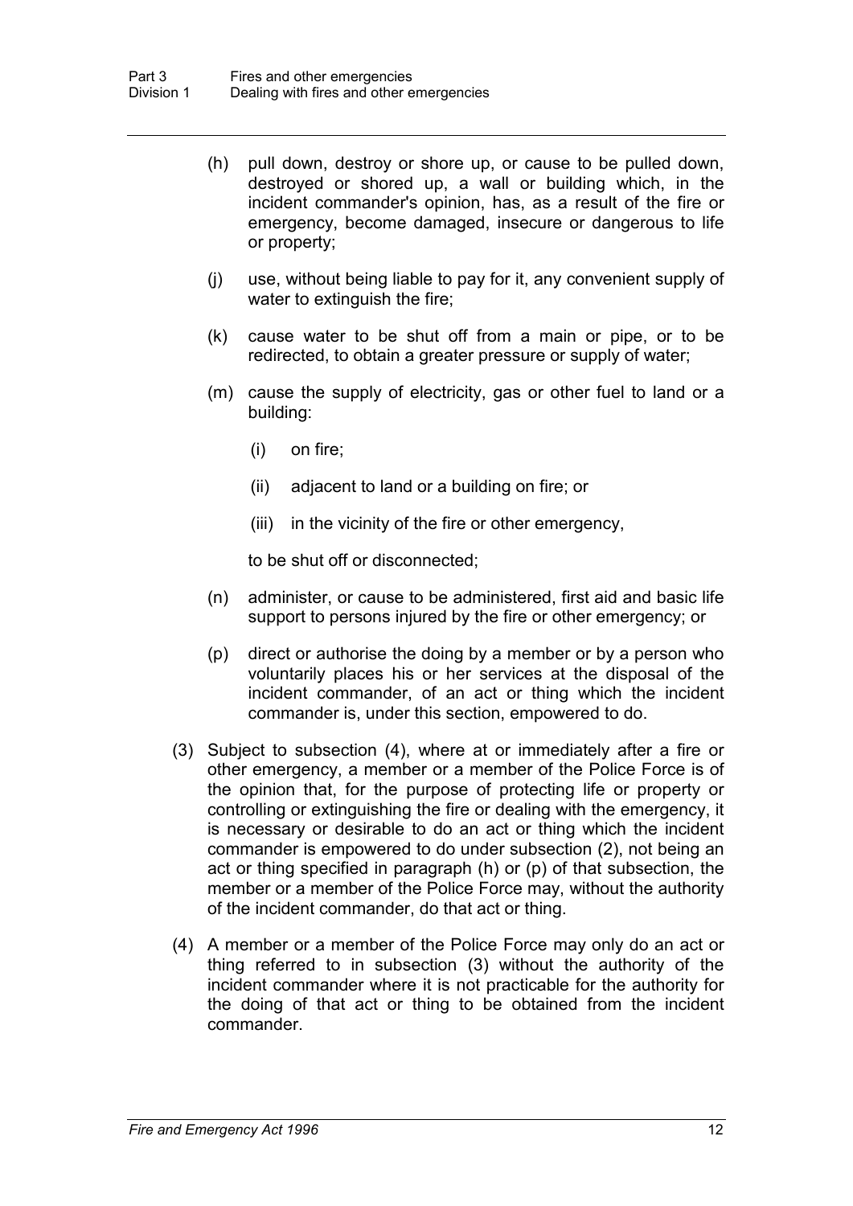(h) pull down, destroy or shore up, or cause to be pulled down, destroyed or shored up, a wall or building which, in the incident commander's opinion, has, as a result of the fire or emergency, become damaged, insecure or dangerous to life or property;

(j) use, without being liable to pay for it, any convenient supply of water to extinguish the fire;

(k) cause water to be shut off from a main or pipe, or to be redirected, to obtain a greater pressure or supply of water;

(m) cause the supply of electricity, gas or other fuel to land or a building:

   (i) on fire;

   (ii) adjacent to land or a building on fire; or

   (iii) in the vicinity of the fire or other emergency,

   to be shut off or disconnected;

(n) administer, or cause to be administered, first aid and basic life support to persons injured by the fire or other emergency; or

(p) direct or authorise the doing by a member or by a person who voluntarily places his or her services at the disposal of the incident commander, of an act or thing which the incident commander is, under this section, empowered to do.

(3) Subject to subsection (4), where at or immediately after a fire or other emergency, a member or a member of the Police Force is of the opinion that, for the purpose of protecting life or property or controlling or extinguishing the fire or dealing with the emergency, it is necessary or desirable to do an act or thing which the incident commander is empowered to do under subsection (2), not being an act or thing specified in paragraph (h) or (p) of that subsection, the member or a member of the Police Force may, without the authority of the incident commander, do that act or thing.

(4) A member or a member of the Police Force may only do an act or thing referred to in subsection (3) without the authority of the incident commander where it is not practicable for the authority for the doing of that act or thing to be obtained from the incident commander.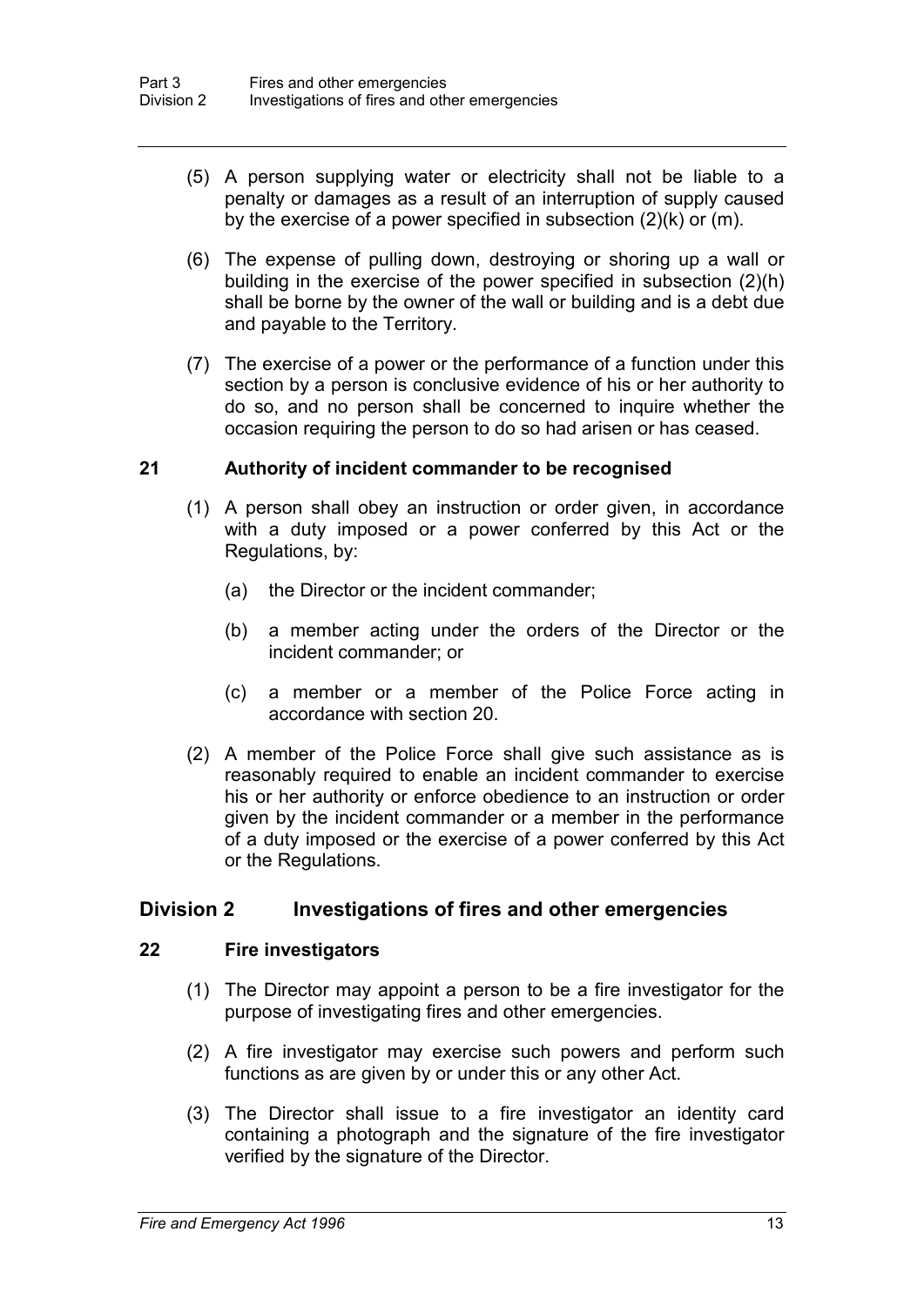(5) A person supplying water or electricity shall not be liable to a penalty or damages as a result of an interruption of supply caused by the exercise of a power specified in subsection (2)(k) or (m).

(6) The expense of pulling down, destroying or shoring up a wall or building in the exercise of the power specified in subsection (2)(h) shall be borne by the owner of the wall or building and is a debt due and payable to the Territory.

(7) The exercise of a power or the performance of a function under this section by a person is conclusive evidence of his or her authority to do so, and no person shall be concerned to inquire whether the occasion requiring the person to do so had arisen or has ceased.

### 21 Authority of incident commander to be recognised

(1) A person shall obey an instruction or order given, in accordance with a duty imposed or a power conferred by this Act or the Regulations, by:

(a) the Director or the incident commander;

(b) a member acting under the orders of the Director or the incident commander; or

(c) a member or a member of the Police Force acting in accordance with section 20.

(2) A member of the Police Force shall give such assistance as is reasonably required to enable an incident commander to exercise his or her authority or enforce obedience to an instruction or order given by the incident commander or a member in the performance of a duty imposed or the exercise of a power conferred by this Act or the Regulations.

## Division 2 Investigations of fires and other emergencies

### 22 Fire investigators

(1) The Director may appoint a person to be a fire investigator for the purpose of investigating fires and other emergencies.

(2) A fire investigator may exercise such powers and perform such functions as are given by or under this or any other Act.

(3) The Director shall issue to a fire investigator an identity card containing a photograph and the signature of the fire investigator verified by the signature of the Director.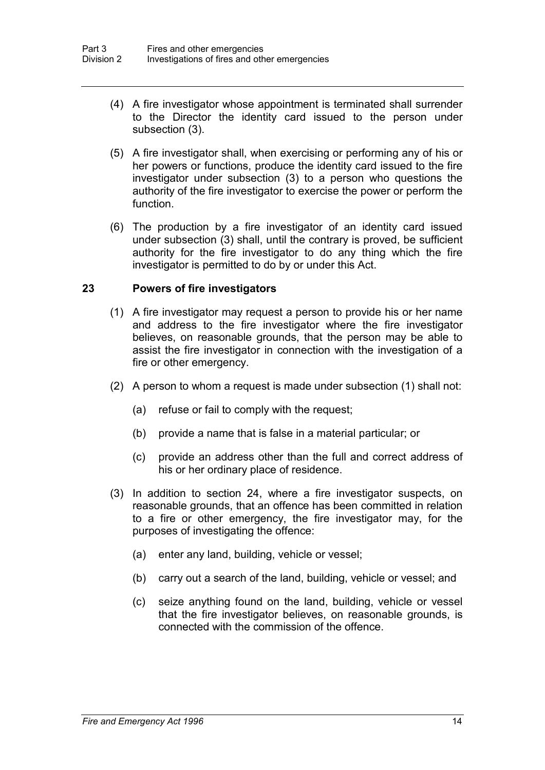(4) A fire investigator whose appointment is terminated shall surrender to the Director the identity card issued to the person under subsection (3).

(5) A fire investigator shall, when exercising or performing any of his or her powers or functions, produce the identity card issued to the fire investigator under subsection (3) to a person who questions the authority of the fire investigator to exercise the power or perform the function.

(6) The production by a fire investigator of an identity card issued under subsection (3) shall, until the contrary is proved, be sufficient authority for the fire investigator to do any thing which the fire investigator is permitted to do by or under this Act.

### 23 Powers of fire investigators

(1) A fire investigator may request a person to provide his or her name and address to the fire investigator where the fire investigator believes, on reasonable grounds, that the person may be able to assist the fire investigator in connection with the investigation of a fire or other emergency.

(2) A person to whom a request is made under subsection (1) shall not:

- (a) refuse or fail to comply with the request;
- (b) provide a name that is false in a material particular; or
- (c) provide an address other than the full and correct address of his or her ordinary place of residence.

(3) In addition to section 24, where a fire investigator suspects, on reasonable grounds, that an offence has been committed in relation to a fire or other emergency, the fire investigator may, for the purposes of investigating the offence:

- (a) enter any land, building, vehicle or vessel;
- (b) carry out a search of the land, building, vehicle or vessel; and
- (c) seize anything found on the land, building, vehicle or vessel that the fire investigator believes, on reasonable grounds, is connected with the commission of the offence.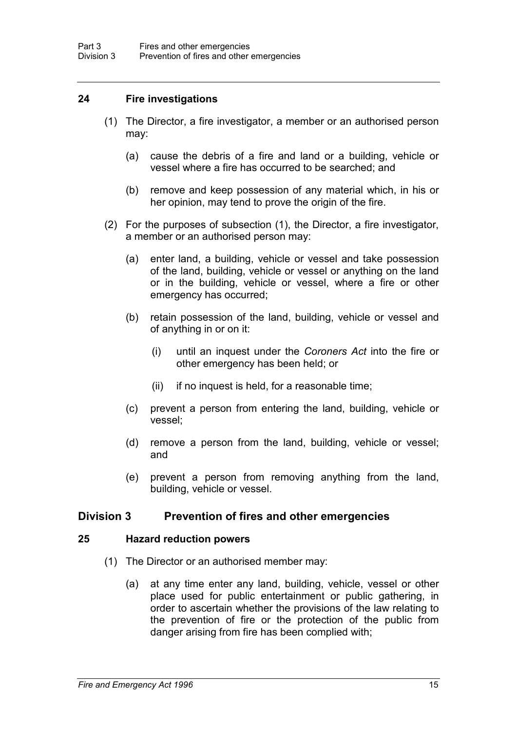### 24 Fire investigations

(1) The Director, a fire investigator, a member or an authorised person may:

(a) cause the debris of a fire and land or a building, vehicle or vessel where a fire has occurred to be searched; and

(b) remove and keep possession of any material which, in his or her opinion, may tend to prove the origin of the fire.

(2) For the purposes of subsection (1), the Director, a fire investigator, a member or an authorised person may:

(a) enter land, a building, vehicle or vessel and take possession of the land, building, vehicle or vessel or anything on the land or in the building, vehicle or vessel, where a fire or other emergency has occurred;

(b) retain possession of the land, building, vehicle or vessel and of anything in or on it:

(i) until an inquest under the *Coroners Act* into the fire or other emergency has been held; or

(ii) if no inquest is held, for a reasonable time;

(c) prevent a person from entering the land, building, vehicle or vessel;

(d) remove a person from the land, building, vehicle or vessel; and

(e) prevent a person from removing anything from the land, building, vehicle or vessel.

## Division 3 Prevention of fires and other emergencies

### 25 Hazard reduction powers

(1) The Director or an authorised member may:

(a) at any time enter any land, building, vehicle, vessel or other place used for public entertainment or public gathering, in order to ascertain whether the provisions of the law relating to the prevention of fire or the protection of the public from danger arising from fire has been complied with;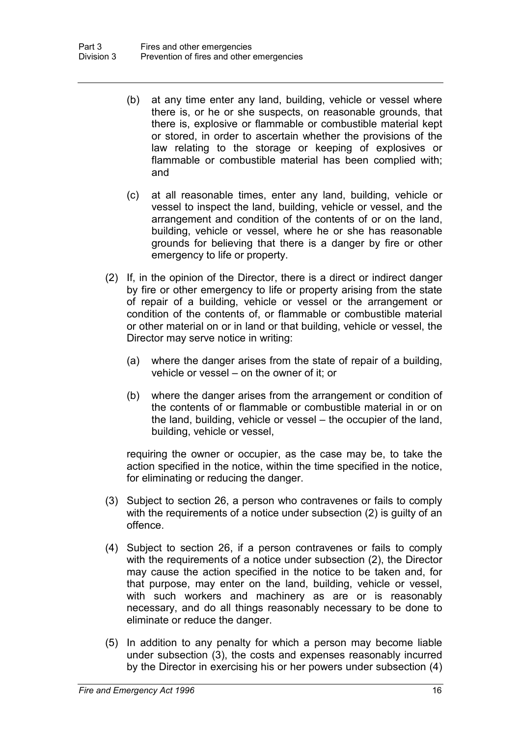(b) at any time enter any land, building, vehicle or vessel where there is, or he or she suspects, on reasonable grounds, that there is, explosive or flammable or combustible material kept or stored, in order to ascertain whether the provisions of the law relating to the storage or keeping of explosives or flammable or combustible material has been complied with; and

(c) at all reasonable times, enter any land, building, vehicle or vessel to inspect the land, building, vehicle or vessel, and the arrangement and condition of the contents of or on the land, building, vehicle or vessel, where he or she has reasonable grounds for believing that there is a danger by fire or other emergency to life or property.

(2) If, in the opinion of the Director, there is a direct or indirect danger by fire or other emergency to life or property arising from the state of repair of a building, vehicle or vessel or the arrangement or condition of the contents of, or flammable or combustible material or other material on or in land or that building, vehicle or vessel, the Director may serve notice in writing:

(a) where the danger arises from the state of repair of a building, vehicle or vessel – on the owner of it; or

(b) where the danger arises from the arrangement or condition of the contents of or flammable or combustible material in or on the land, building, vehicle or vessel – the occupier of the land, building, vehicle or vessel,

requiring the owner or occupier, as the case may be, to take the action specified in the notice, within the time specified in the notice, for eliminating or reducing the danger.

(3) Subject to section 26, a person who contravenes or fails to comply with the requirements of a notice under subsection (2) is guilty of an offence.

(4) Subject to section 26, if a person contravenes or fails to comply with the requirements of a notice under subsection (2), the Director may cause the action specified in the notice to be taken and, for that purpose, may enter on the land, building, vehicle or vessel, with such workers and machinery as are or is reasonably necessary, and do all things reasonably necessary to be done to eliminate or reduce the danger.

(5) In addition to any penalty for which a person may become liable under subsection (3), the costs and expenses reasonably incurred by the Director in exercising his or her powers under subsection (4)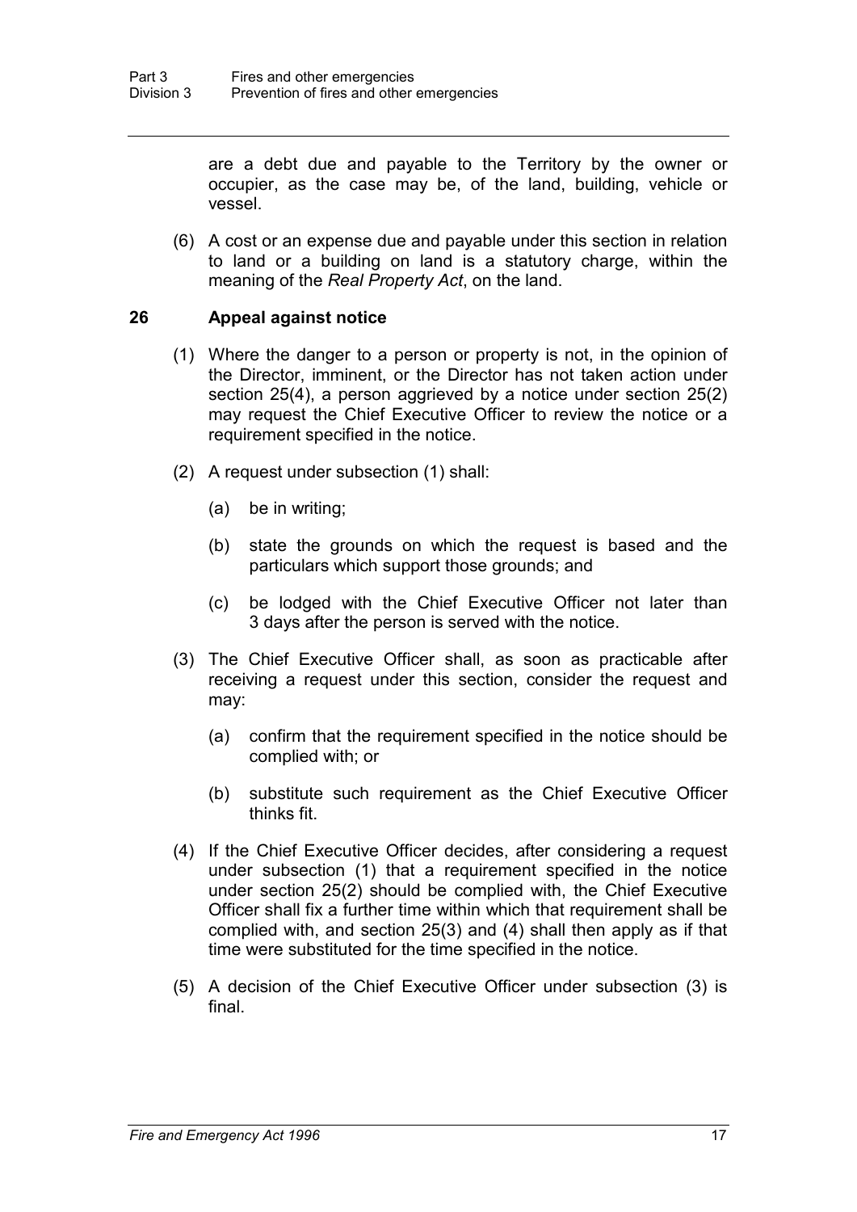are a debt due and payable to the Territory by the owner or occupier, as the case may be, of the land, building, vehicle or vessel.

(6) A cost or an expense due and payable under this section in relation to land or a building on land is a statutory charge, within the meaning of the *Real Property Act*, on the land.

### 26 Appeal against notice

(1) Where the danger to a person or property is not, in the opinion of the Director, imminent, or the Director has not taken action under section 25(4), a person aggrieved by a notice under section 25(2) may request the Chief Executive Officer to review the notice or a requirement specified in the notice.

(2) A request under subsection (1) shall:

(a) be in writing;

(b) state the grounds on which the request is based and the particulars which support those grounds; and

(c) be lodged with the Chief Executive Officer not later than 3 days after the person is served with the notice.

(3) The Chief Executive Officer shall, as soon as practicable after receiving a request under this section, consider the request and may:

(a) confirm that the requirement specified in the notice should be complied with; or

(b) substitute such requirement as the Chief Executive Officer thinks fit.

(4) If the Chief Executive Officer decides, after considering a request under subsection (1) that a requirement specified in the notice under section 25(2) should be complied with, the Chief Executive Officer shall fix a further time within which that requirement shall be complied with, and section 25(3) and (4) shall then apply as if that time were substituted for the time specified in the notice.

(5) A decision of the Chief Executive Officer under subsection (3) is final.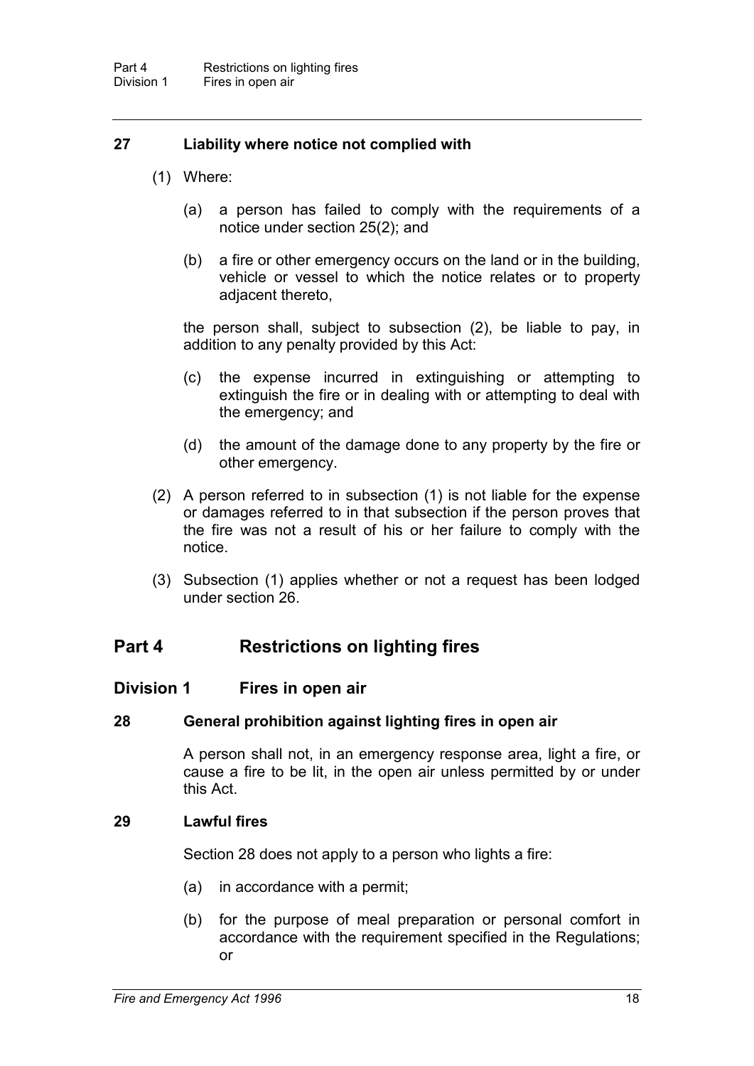### 27 Liability where notice not complied with

(1) Where:

(a) a person has failed to comply with the requirements of a notice under section 25(2); and

(b) a fire or other emergency occurs on the land or in the building, vehicle or vessel to which the notice relates or to property adjacent thereto,

the person shall, subject to subsection (2), be liable to pay, in addition to any penalty provided by this Act:

(c) the expense incurred in extinguishing or attempting to extinguish the fire or in dealing with or attempting to deal with the emergency; and

(d) the amount of the damage done to any property by the fire or other emergency.

(2) A person referred to in subsection (1) is not liable for the expense or damages referred to in that subsection if the person proves that the fire was not a result of his or her failure to comply with the notice.

(3) Subsection (1) applies whether or not a request has been lodged under section 26.

# Part 4 Restrictions on lighting fires

## Division 1 Fires in open air

### 28 General prohibition against lighting fires in open air

A person shall not, in an emergency response area, light a fire, or cause a fire to be lit, in the open air unless permitted by or under this Act.

### 29 Lawful fires

Section 28 does not apply to a person who lights a fire:

(a) in accordance with a permit;

(b) for the purpose of meal preparation or personal comfort in accordance with the requirement specified in the Regulations; or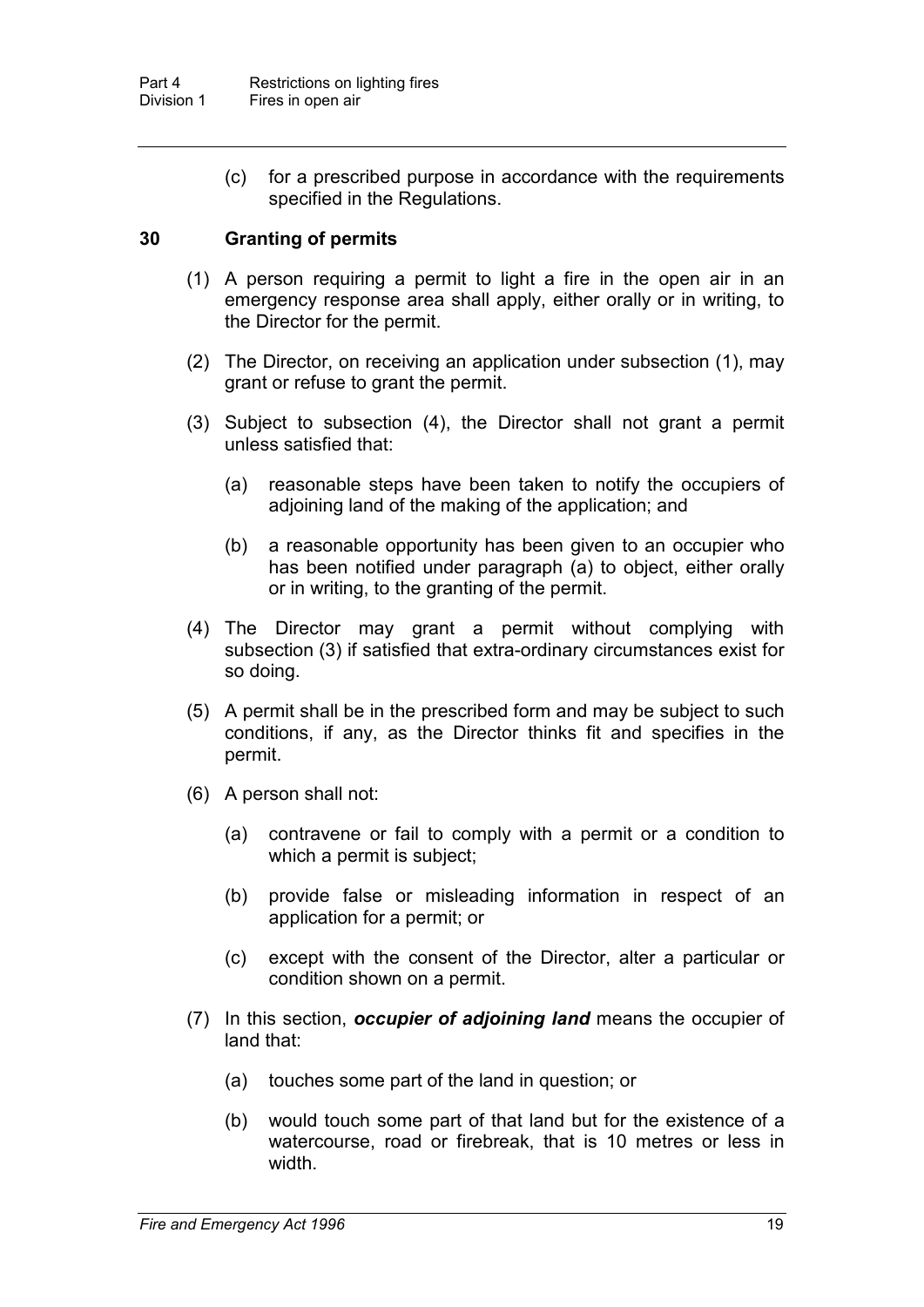(c) for a prescribed purpose in accordance with the requirements specified in the Regulations.

### 30 Granting of permits

(1) A person requiring a permit to light a fire in the open air in an emergency response area shall apply, either orally or in writing, to the Director for the permit.

(2) The Director, on receiving an application under subsection (1), may grant or refuse to grant the permit.

(3) Subject to subsection (4), the Director shall not grant a permit unless satisfied that:

(a) reasonable steps have been taken to notify the occupiers of adjoining land of the making of the application; and

(b) a reasonable opportunity has been given to an occupier who has been notified under paragraph (a) to object, either orally or in writing, to the granting of the permit.

(4) The Director may grant a permit without complying with subsection (3) if satisfied that extra-ordinary circumstances exist for so doing.

(5) A permit shall be in the prescribed form and may be subject to such conditions, if any, as the Director thinks fit and specifies in the permit.

(6) A person shall not:

(a) contravene or fail to comply with a permit or a condition to which a permit is subject;

(b) provide false or misleading information in respect of an application for a permit; or

(c) except with the consent of the Director, alter a particular or condition shown on a permit.

(7) In this section, ***occupier of adjoining land*** means the occupier of land that:

(a) touches some part of the land in question; or

(b) would touch some part of that land but for the existence of a watercourse, road or firebreak, that is 10 metres or less in width.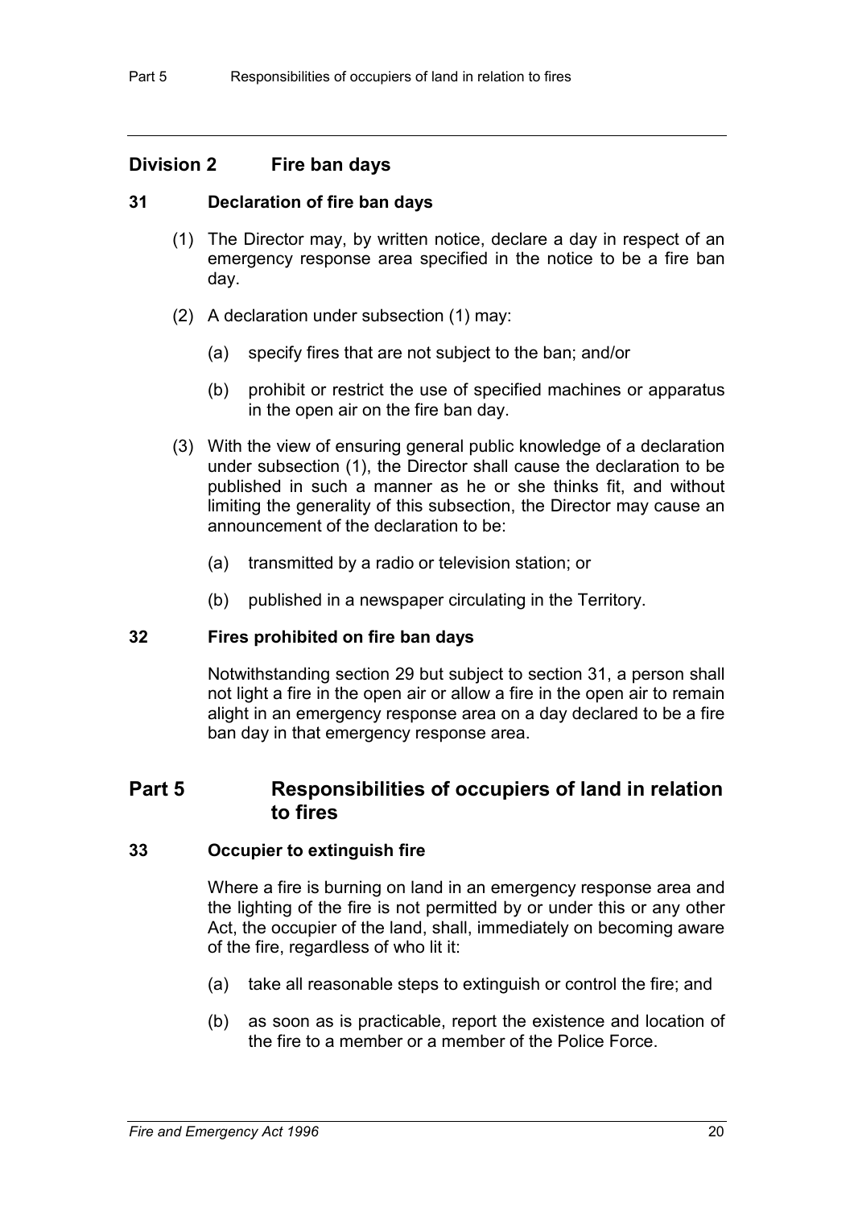## Division 2 Fire ban days

### 31 Declaration of fire ban days

(1) The Director may, by written notice, declare a day in respect of an emergency response area specified in the notice to be a fire ban day.

(2) A declaration under subsection (1) may:

(a) specify fires that are not subject to the ban; and/or

(b) prohibit or restrict the use of specified machines or apparatus in the open air on the fire ban day.

(3) With the view of ensuring general public knowledge of a declaration under subsection (1), the Director shall cause the declaration to be published in such a manner as he or she thinks fit, and without limiting the generality of this subsection, the Director may cause an announcement of the declaration to be:

(a) transmitted by a radio or television station; or

(b) published in a newspaper circulating in the Territory.

### 32 Fires prohibited on fire ban days

Notwithstanding section 29 but subject to section 31, a person shall not light a fire in the open air or allow a fire in the open air to remain alight in an emergency response area on a day declared to be a fire ban day in that emergency response area.

# Part 5 Responsibilities of occupiers of land in relation to fires

### 33 Occupier to extinguish fire

Where a fire is burning on land in an emergency response area and the lighting of the fire is not permitted by or under this or any other Act, the occupier of the land, shall, immediately on becoming aware of the fire, regardless of who lit it:

(a) take all reasonable steps to extinguish or control the fire; and

(b) as soon as is practicable, report the existence and location of the fire to a member or a member of the Police Force.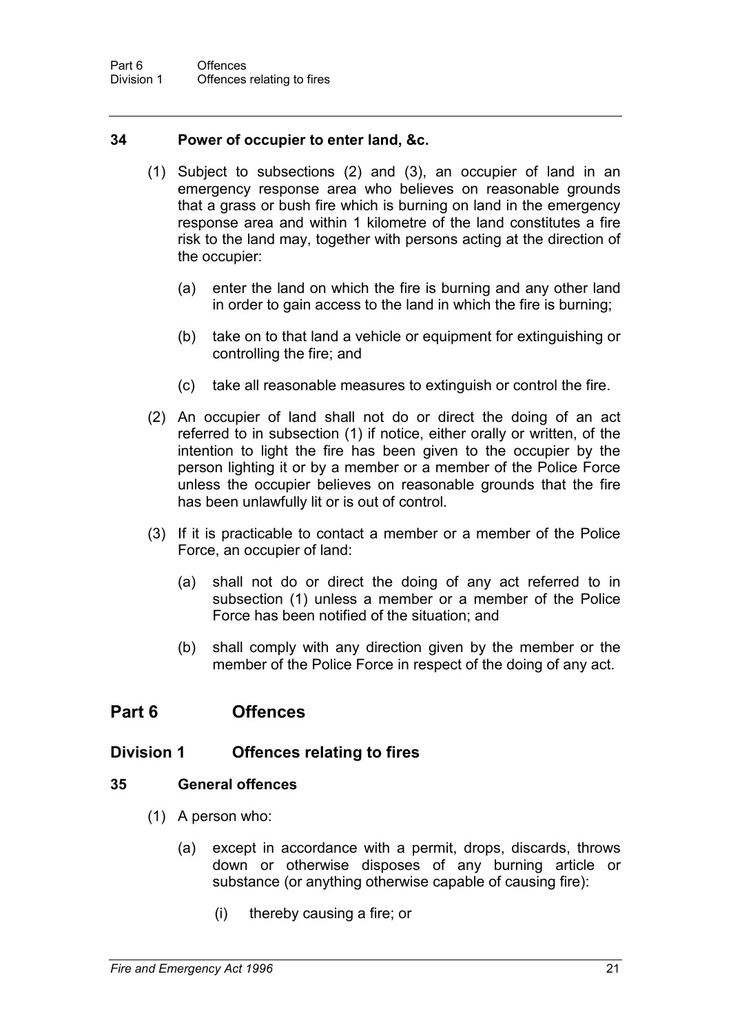### 34 Power of occupier to enter land, &c.

(1) Subject to subsections (2) and (3), an occupier of land in an emergency response area who believes on reasonable grounds that a grass or bush fire which is burning on land in the emergency response area and within 1 kilometre of the land constitutes a fire risk to the land may, together with persons acting at the direction of the occupier:

(a) enter the land on which the fire is burning and any other land in order to gain access to the land in which the fire is burning;

(b) take on to that land a vehicle or equipment for extinguishing or controlling the fire; and

(c) take all reasonable measures to extinguish or control the fire.

(2) An occupier of land shall not do or direct the doing of an act referred to in subsection (1) if notice, either orally or written, of the intention to light the fire has been given to the occupier by the person lighting it or by a member or a member of the Police Force unless the occupier believes on reasonable grounds that the fire has been unlawfully lit or is out of control.

(3) If it is practicable to contact a member or a member of the Police Force, an occupier of land:

(a) shall not do or direct the doing of any act referred to in subsection (1) unless a member or a member of the Police Force has been notified of the situation; and

(b) shall comply with any direction given by the member or the member of the Police Force in respect of the doing of any act.

## Part 6 Offences

## Division 1 Offences relating to fires

### 35 General offences

(1) A person who:

(a) except in accordance with a permit, drops, discards, throws down or otherwise disposes of any burning article or substance (or anything otherwise capable of causing fire):

(i) thereby causing a fire; or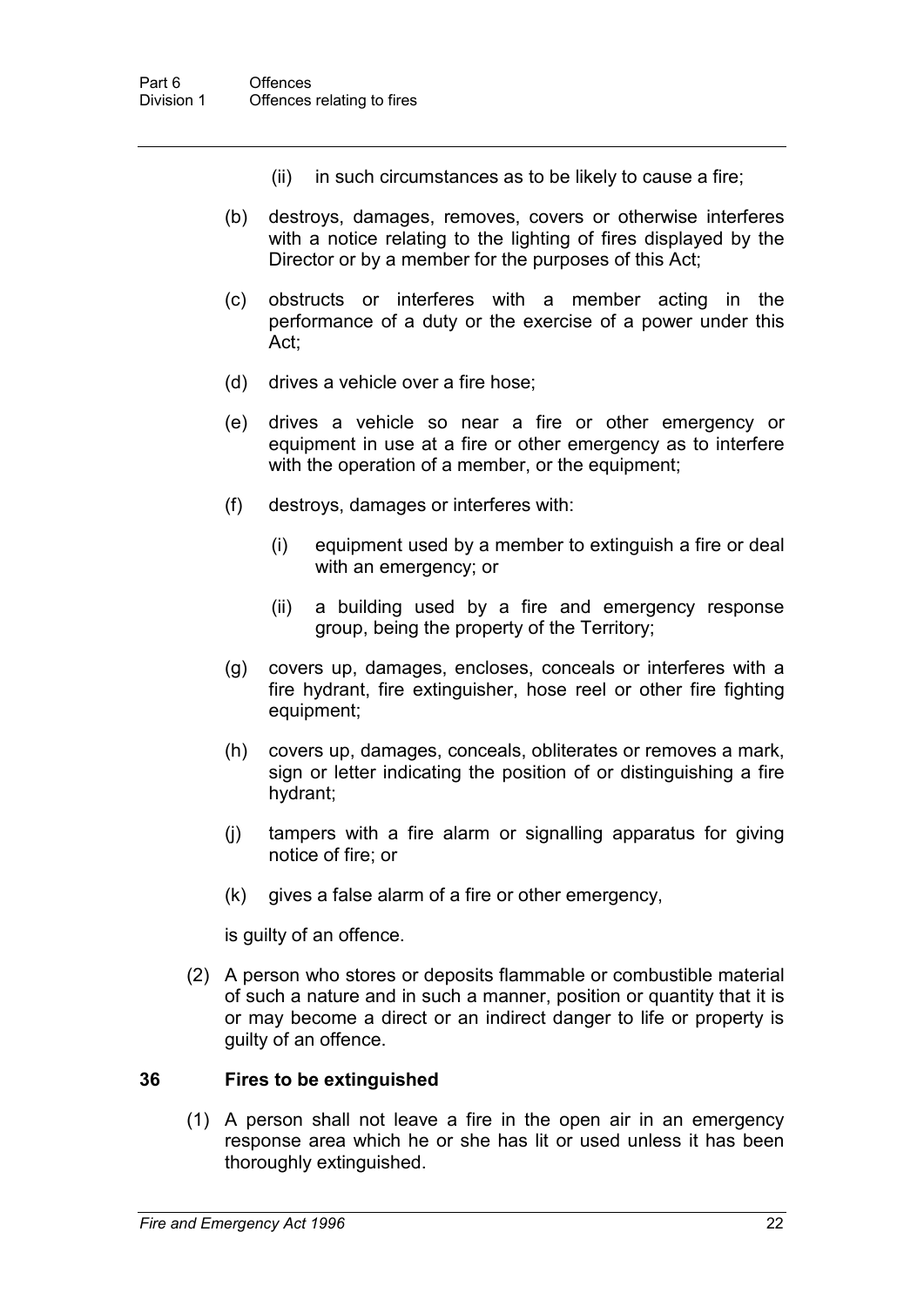(ii) in such circumstances as to be likely to cause a fire;

(b) destroys, damages, removes, covers or otherwise interferes with a notice relating to the lighting of fires displayed by the Director or by a member for the purposes of this Act;

(c) obstructs or interferes with a member acting in the performance of a duty or the exercise of a power under this Act;

(d) drives a vehicle over a fire hose;

(e) drives a vehicle so near a fire or other emergency or equipment in use at a fire or other emergency as to interfere with the operation of a member, or the equipment;

(f) destroys, damages or interferes with:

(i) equipment used by a member to extinguish a fire or deal with an emergency; or

(ii) a building used by a fire and emergency response group, being the property of the Territory;

(g) covers up, damages, encloses, conceals or interferes with a fire hydrant, fire extinguisher, hose reel or other fire fighting equipment;

(h) covers up, damages, conceals, obliterates or removes a mark, sign or letter indicating the position of or distinguishing a fire hydrant;

(j) tampers with a fire alarm or signalling apparatus for giving notice of fire; or

(k) gives a false alarm of a fire or other emergency,

is guilty of an offence.

(2) A person who stores or deposits flammable or combustible material of such a nature and in such a manner, position or quantity that it is or may become a direct or an indirect danger to life or property is guilty of an offence.

### 36 Fires to be extinguished

(1) A person shall not leave a fire in the open air in an emergency response area which he or she has lit or used unless it has been thoroughly extinguished.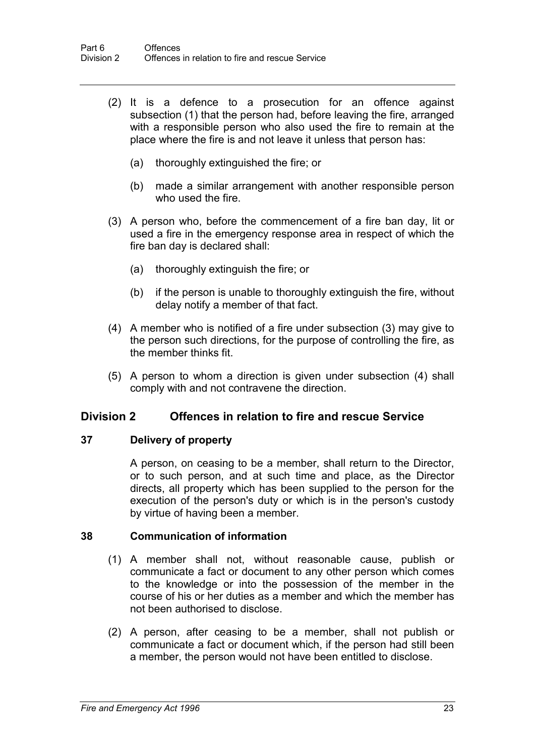(2) It is a defence to a prosecution for an offence against subsection (1) that the person had, before leaving the fire, arranged with a responsible person who also used the fire to remain at the place where the fire is and not leave it unless that person has:

(a) thoroughly extinguished the fire; or

(b) made a similar arrangement with another responsible person who used the fire.

(3) A person who, before the commencement of a fire ban day, lit or used a fire in the emergency response area in respect of which the fire ban day is declared shall:

(a) thoroughly extinguish the fire; or

(b) if the person is unable to thoroughly extinguish the fire, without delay notify a member of that fact.

(4) A member who is notified of a fire under subsection (3) may give to the person such directions, for the purpose of controlling the fire, as the member thinks fit.

(5) A person to whom a direction is given under subsection (4) shall comply with and not contravene the direction.

## Division 2 Offences in relation to fire and rescue Service

### 37 Delivery of property

A person, on ceasing to be a member, shall return to the Director, or to such person, and at such time and place, as the Director directs, all property which has been supplied to the person for the execution of the person's duty or which is in the person's custody by virtue of having been a member.

### 38 Communication of information

(1) A member shall not, without reasonable cause, publish or communicate a fact or document to any other person which comes to the knowledge or into the possession of the member in the course of his or her duties as a member and which the member has not been authorised to disclose.

(2) A person, after ceasing to be a member, shall not publish or communicate a fact or document which, if the person had still been a member, the person would not have been entitled to disclose.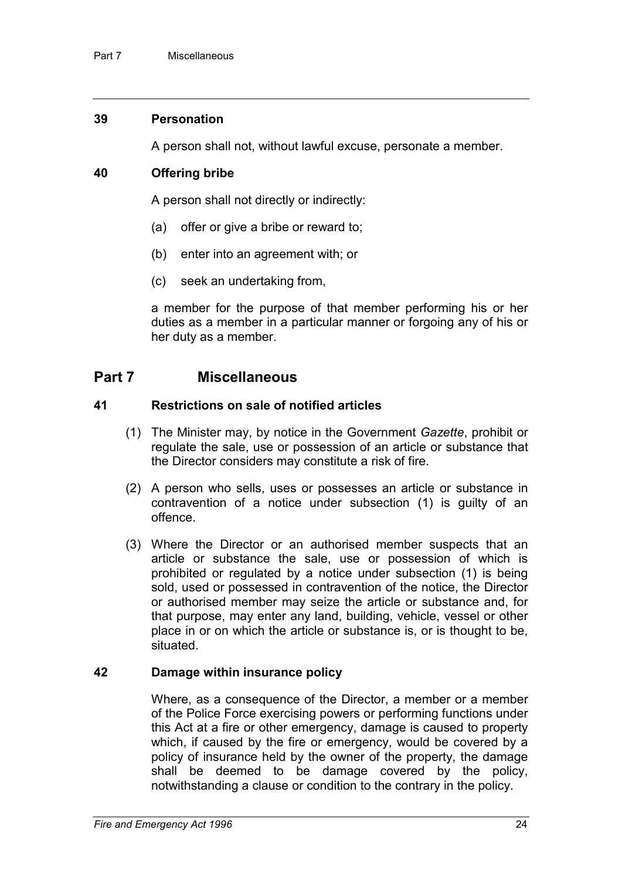### 39 Personation

A person shall not, without lawful excuse, personate a member.

### 40 Offering bribe

A person shall not directly or indirectly:

(a) offer or give a bribe or reward to;

(b) enter into an agreement with; or

(c) seek an undertaking from,

a member for the purpose of that member performing his or her duties as a member in a particular manner or forgoing any of his or her duty as a member.

## Part 7 Miscellaneous

### 41 Restrictions on sale of notified articles

(1) The Minister may, by notice in the Government *Gazette*, prohibit or regulate the sale, use or possession of an article or substance that the Director considers may constitute a risk of fire.

(2) A person who sells, uses or possesses an article or substance in contravention of a notice under subsection (1) is guilty of an offence.

(3) Where the Director or an authorised member suspects that an article or substance the sale, use or possession of which is prohibited or regulated by a notice under subsection (1) is being sold, used or possessed in contravention of the notice, the Director or authorised member may seize the article or substance and, for that purpose, may enter any land, building, vehicle, vessel or other place in or on which the article or substance is, or is thought to be, situated.

### 42 Damage within insurance policy

Where, as a consequence of the Director, a member or a member of the Police Force exercising powers or performing functions under this Act at a fire or other emergency, damage is caused to property which, if caused by the fire or emergency, would be covered by a policy of insurance held by the owner of the property, the damage shall be deemed to be damage covered by the policy, notwithstanding a clause or condition to the contrary in the policy.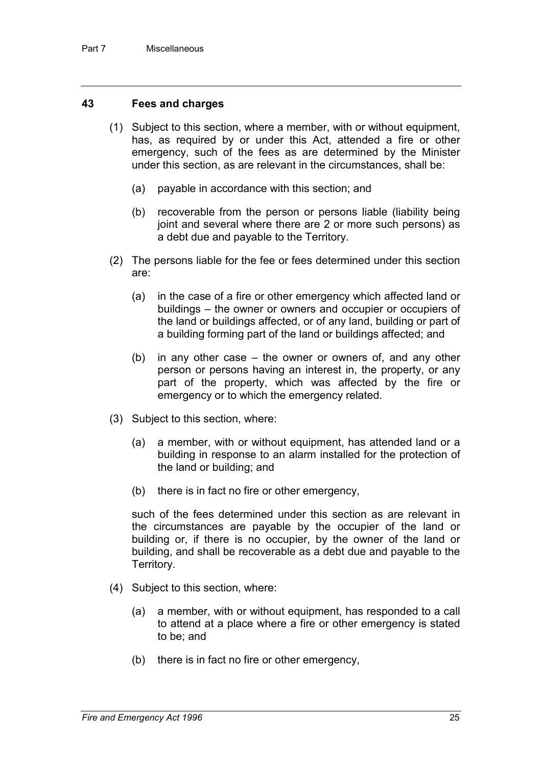## 43 Fees and charges

(1) Subject to this section, where a member, with or without equipment, has, as required by or under this Act, attended a fire or other emergency, such of the fees as are determined by the Minister under this section, as are relevant in the circumstances, shall be:

(a) payable in accordance with this section; and

(b) recoverable from the person or persons liable (liability being joint and several where there are 2 or more such persons) as a debt due and payable to the Territory.

(2) The persons liable for the fee or fees determined under this section are:

(a) in the case of a fire or other emergency which affected land or buildings – the owner or owners and occupier or occupiers of the land or buildings affected, or of any land, building or part of a building forming part of the land or buildings affected; and

(b) in any other case – the owner or owners of, and any other person or persons having an interest in, the property, or any part of the property, which was affected by the fire or emergency or to which the emergency related.

(3) Subject to this section, where:

(a) a member, with or without equipment, has attended land or a building in response to an alarm installed for the protection of the land or building; and

(b) there is in fact no fire or other emergency,

such of the fees determined under this section as are relevant in the circumstances are payable by the occupier of the land or building or, if there is no occupier, by the owner of the land or building, and shall be recoverable as a debt due and payable to the Territory.

(4) Subject to this section, where:

(a) a member, with or without equipment, has responded to a call to attend at a place where a fire or other emergency is stated to be; and

(b) there is in fact no fire or other emergency,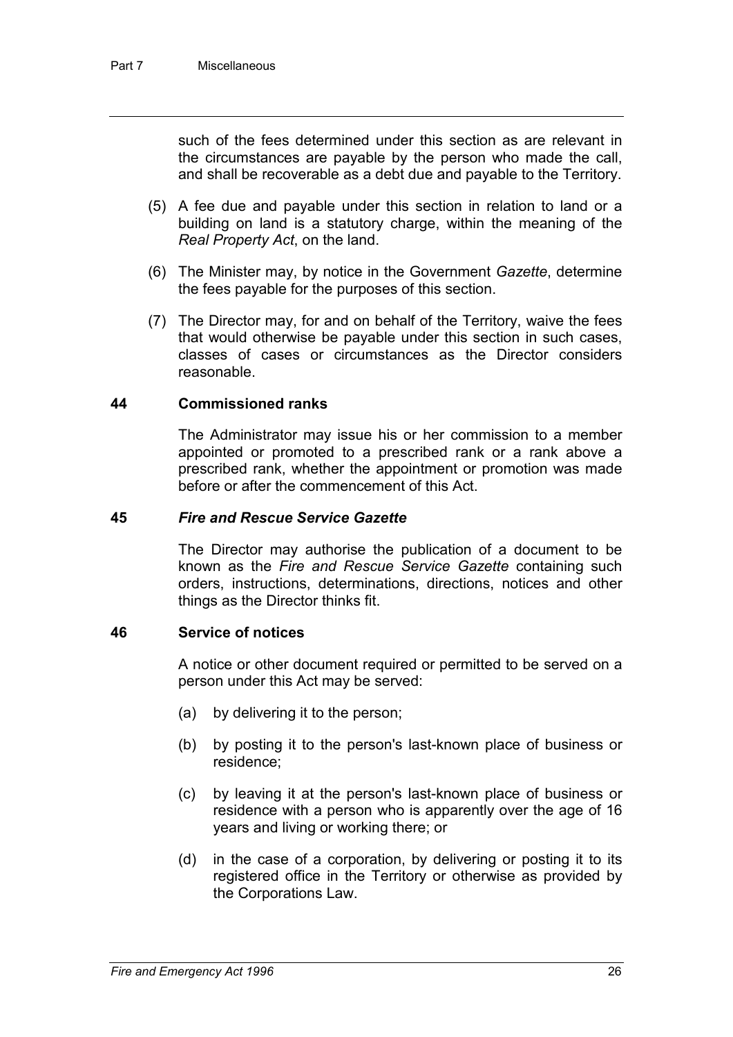such of the fees determined under this section as are relevant in the circumstances are payable by the person who made the call, and shall be recoverable as a debt due and payable to the Territory.

(5) A fee due and payable under this section in relation to land or a building on land is a statutory charge, within the meaning of the *Real Property Act*, on the land.

(6) The Minister may, by notice in the Government *Gazette*, determine the fees payable for the purposes of this section.

(7) The Director may, for and on behalf of the Territory, waive the fees that would otherwise be payable under this section in such cases, classes of cases or circumstances as the Director considers reasonable.

### 44 Commissioned ranks

The Administrator may issue his or her commission to a member appointed or promoted to a prescribed rank or a rank above a prescribed rank, whether the appointment or promotion was made before or after the commencement of this Act.

### 45 *Fire and Rescue Service Gazette*

The Director may authorise the publication of a document to be known as the *Fire and Rescue Service Gazette* containing such orders, instructions, determinations, directions, notices and other things as the Director thinks fit.

### 46 Service of notices

A notice or other document required or permitted to be served on a person under this Act may be served:

(a) by delivering it to the person;

(b) by posting it to the person's last-known place of business or residence;

(c) by leaving it at the person's last-known place of business or residence with a person who is apparently over the age of 16 years and living or working there; or

(d) in the case of a corporation, by delivering or posting it to its registered office in the Territory or otherwise as provided by the Corporations Law.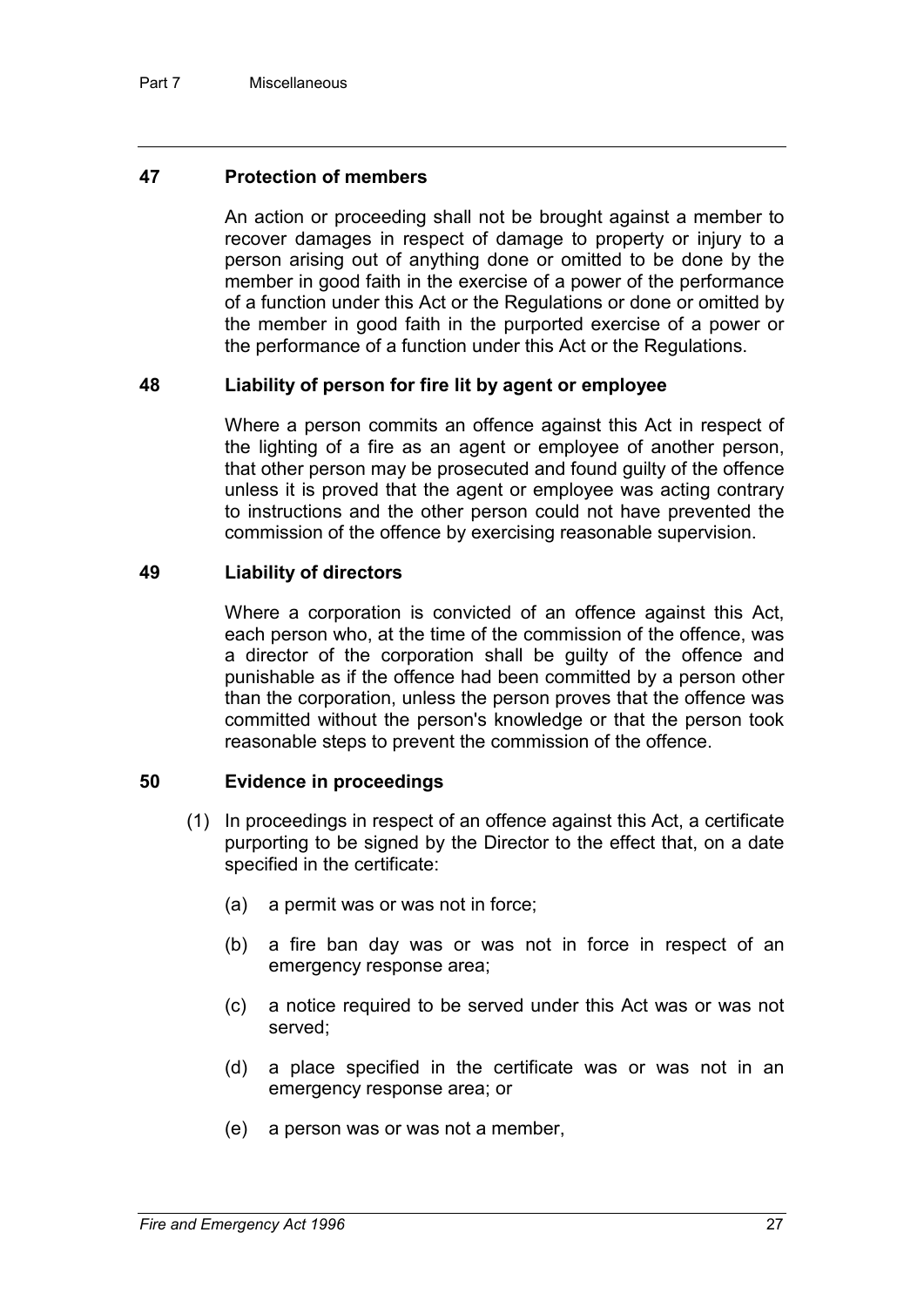### 47 Protection of members

An action or proceeding shall not be brought against a member to recover damages in respect of damage to property or injury to a person arising out of anything done or omitted to be done by the member in good faith in the exercise of a power of the performance of a function under this Act or the Regulations or done or omitted by the member in good faith in the purported exercise of a power or the performance of a function under this Act or the Regulations.

### 48 Liability of person for fire lit by agent or employee

Where a person commits an offence against this Act in respect of the lighting of a fire as an agent or employee of another person, that other person may be prosecuted and found guilty of the offence unless it is proved that the agent or employee was acting contrary to instructions and the other person could not have prevented the commission of the offence by exercising reasonable supervision.

### 49 Liability of directors

Where a corporation is convicted of an offence against this Act, each person who, at the time of the commission of the offence, was a director of the corporation shall be guilty of the offence and punishable as if the offence had been committed by a person other than the corporation, unless the person proves that the offence was committed without the person's knowledge or that the person took reasonable steps to prevent the commission of the offence.

### 50 Evidence in proceedings

(1) In proceedings in respect of an offence against this Act, a certificate purporting to be signed by the Director to the effect that, on a date specified in the certificate:

(a) a permit was or was not in force;

(b) a fire ban day was or was not in force in respect of an emergency response area;

(c) a notice required to be served under this Act was or was not served;

(d) a place specified in the certificate was or was not in an emergency response area; or

(e) a person was or was not a member,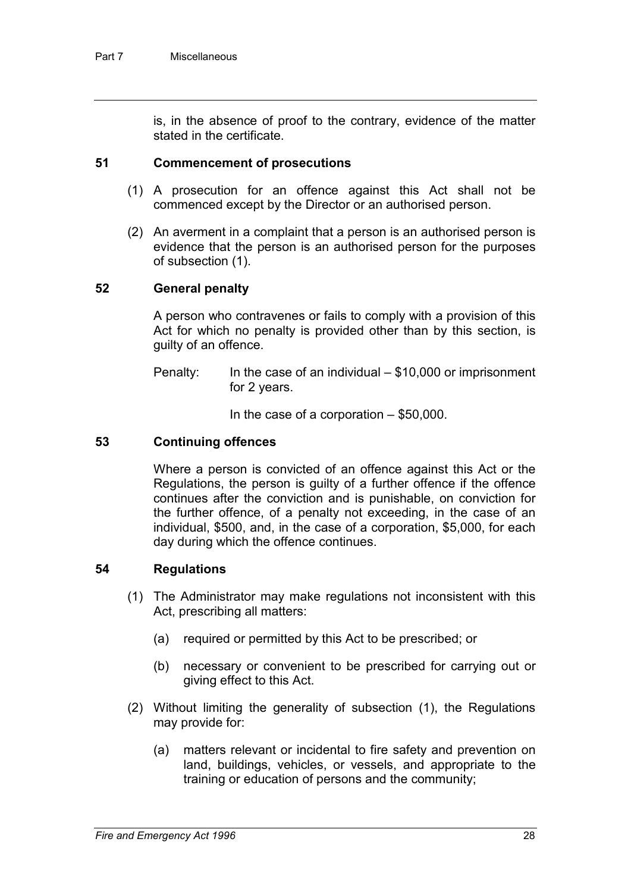is, in the absence of proof to the contrary, evidence of the matter stated in the certificate.

### 51 Commencement of prosecutions

(1) A prosecution for an offence against this Act shall not be commenced except by the Director or an authorised person.

(2) An averment in a complaint that a person is an authorised person is evidence that the person is an authorised person for the purposes of subsection (1).

### 52 General penalty

A person who contravenes or fails to comply with a provision of this Act for which no penalty is provided other than by this section, is guilty of an offence.

Penalty: In the case of an individual – $10,000 or imprisonment for 2 years.

In the case of a corporation – $50,000.

### 53 Continuing offences

Where a person is convicted of an offence against this Act or the Regulations, the person is guilty of a further offence if the offence continues after the conviction and is punishable, on conviction for the further offence, of a penalty not exceeding, in the case of an individual, $500, and, in the case of a corporation, $5,000, for each day during which the offence continues.

### 54 Regulations

(1) The Administrator may make regulations not inconsistent with this Act, prescribing all matters:

(a) required or permitted by this Act to be prescribed; or

(b) necessary or convenient to be prescribed for carrying out or giving effect to this Act.

(2) Without limiting the generality of subsection (1), the Regulations may provide for:

(a) matters relevant or incidental to fire safety and prevention on land, buildings, vehicles, or vessels, and appropriate to the training or education of persons and the community;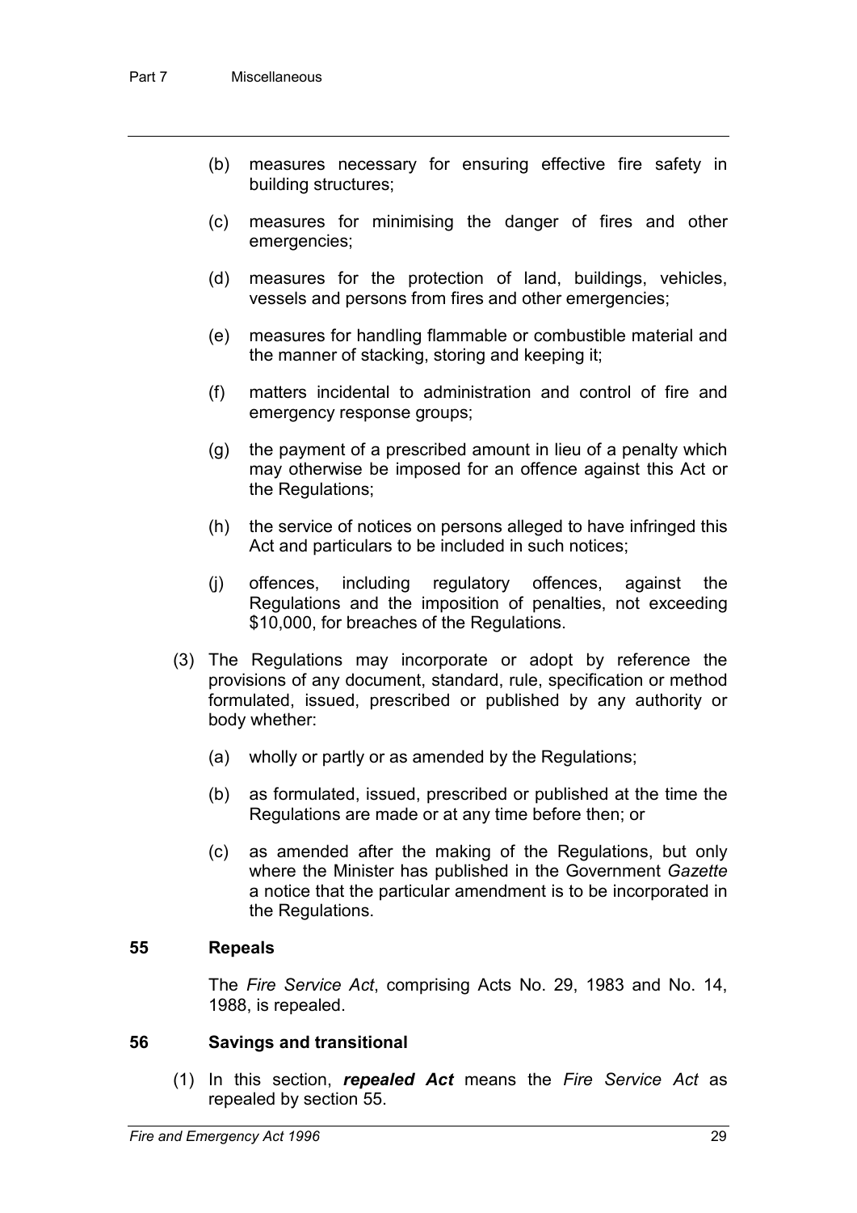(b) measures necessary for ensuring effective fire safety in building structures;

(c) measures for minimising the danger of fires and other emergencies;

(d) measures for the protection of land, buildings, vehicles, vessels and persons from fires and other emergencies;

(e) measures for handling flammable or combustible material and the manner of stacking, storing and keeping it;

(f) matters incidental to administration and control of fire and emergency response groups;

(g) the payment of a prescribed amount in lieu of a penalty which may otherwise be imposed for an offence against this Act or the Regulations;

(h) the service of notices on persons alleged to have infringed this Act and particulars to be included in such notices;

(j) offences, including regulatory offences, against the Regulations and the imposition of penalties, not exceeding $10,000, for breaches of the Regulations.

(3) The Regulations may incorporate or adopt by reference the provisions of any document, standard, rule, specification or method formulated, issued, prescribed or published by any authority or body whether:

(a) wholly or partly or as amended by the Regulations;

(b) as formulated, issued, prescribed or published at the time the Regulations are made or at any time before then; or

(c) as amended after the making of the Regulations, but only where the Minister has published in the Government *Gazette* a notice that the particular amendment is to be incorporated in the Regulations.

### 55 Repeals

The *Fire Service Act*, comprising Acts No. 29, 1983 and No. 14, 1988, is repealed.

### 56 Savings and transitional

(1) In this section, ***repealed Act*** means the *Fire Service Act* as repealed by section 55.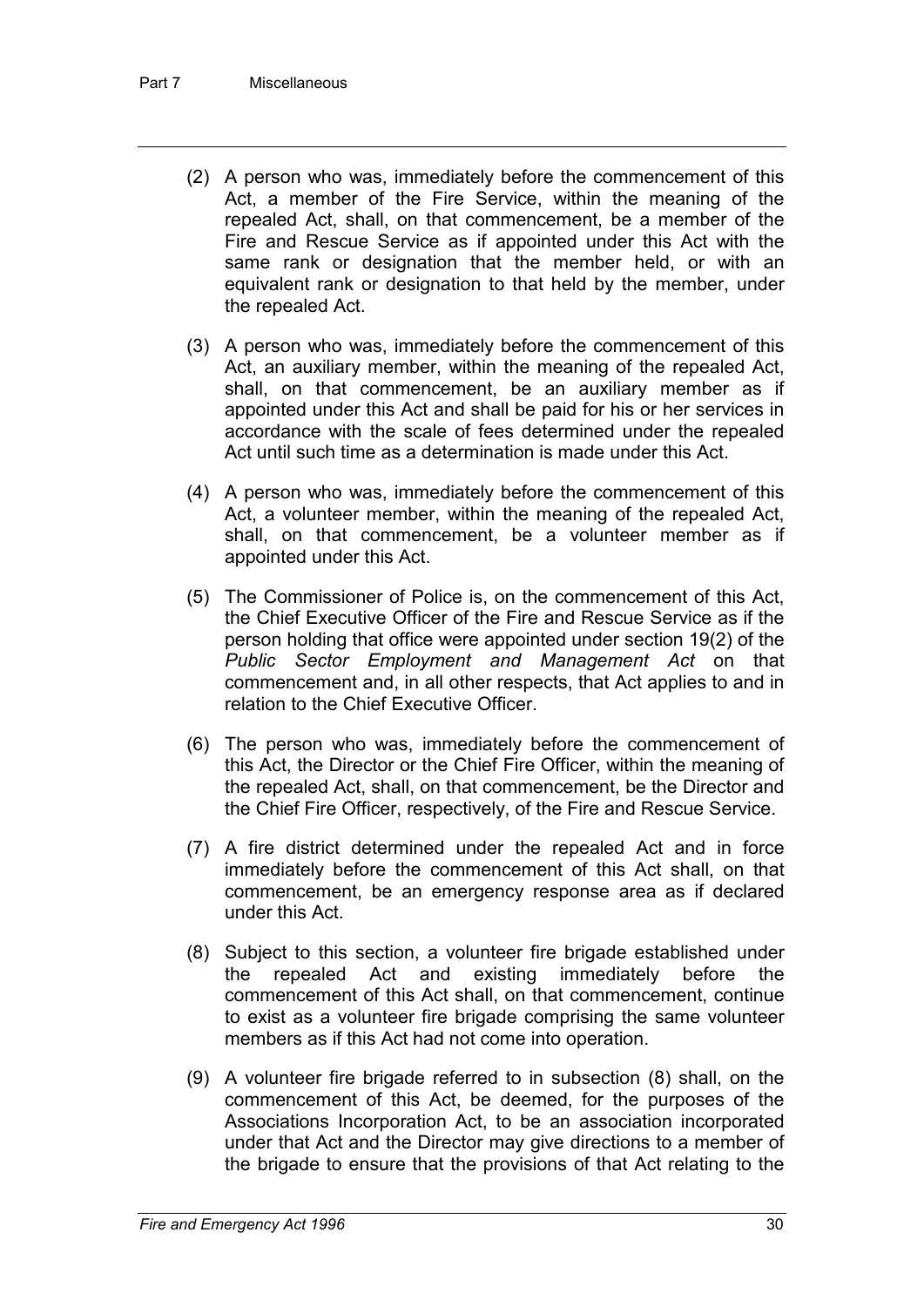(2) A person who was, immediately before the commencement of this Act, a member of the Fire Service, within the meaning of the repealed Act, shall, on that commencement, be a member of the Fire and Rescue Service as if appointed under this Act with the same rank or designation that the member held, or with an equivalent rank or designation to that held by the member, under the repealed Act.

(3) A person who was, immediately before the commencement of this Act, an auxiliary member, within the meaning of the repealed Act, shall, on that commencement, be an auxiliary member as if appointed under this Act and shall be paid for his or her services in accordance with the scale of fees determined under the repealed Act until such time as a determination is made under this Act.

(4) A person who was, immediately before the commencement of this Act, a volunteer member, within the meaning of the repealed Act, shall, on that commencement, be a volunteer member as if appointed under this Act.

(5) The Commissioner of Police is, on the commencement of this Act, the Chief Executive Officer of the Fire and Rescue Service as if the person holding that office were appointed under section 19(2) of the *Public Sector Employment and Management Act* on that commencement and, in all other respects, that Act applies to and in relation to the Chief Executive Officer.

(6) The person who was, immediately before the commencement of this Act, the Director or the Chief Fire Officer, within the meaning of the repealed Act, shall, on that commencement, be the Director and the Chief Fire Officer, respectively, of the Fire and Rescue Service.

(7) A fire district determined under the repealed Act and in force immediately before the commencement of this Act shall, on that commencement, be an emergency response area as if declared under this Act.

(8) Subject to this section, a volunteer fire brigade established under the repealed Act and existing immediately before the commencement of this Act shall, on that commencement, continue to exist as a volunteer fire brigade comprising the same volunteer members as if this Act had not come into operation.

(9) A volunteer fire brigade referred to in subsection (8) shall, on the commencement of this Act, be deemed, for the purposes of the Associations Incorporation Act, to be an association incorporated under that Act and the Director may give directions to a member of the brigade to ensure that the provisions of that Act relating to the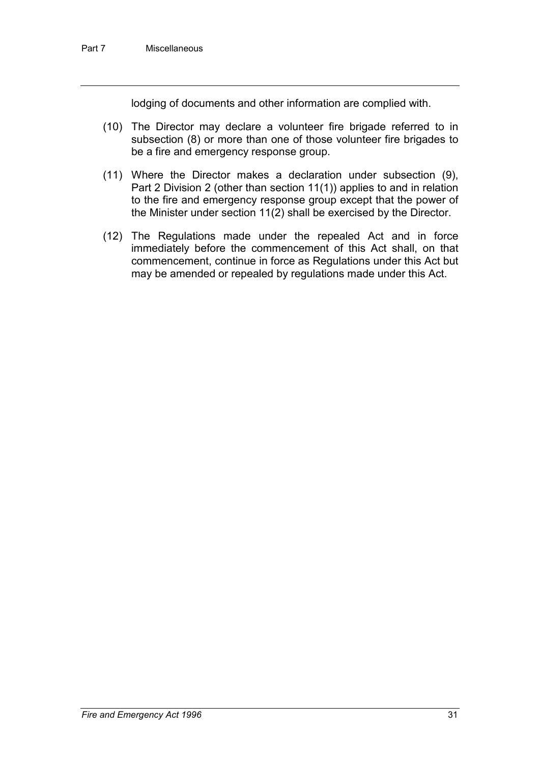lodging of documents and other information are complied with.

(10) The Director may declare a volunteer fire brigade referred to in subsection (8) or more than one of those volunteer fire brigades to be a fire and emergency response group.

(11) Where the Director makes a declaration under subsection (9), Part 2 Division 2 (other than section 11(1)) applies to and in relation to the fire and emergency response group except that the power of the Minister under section 11(2) shall be exercised by the Director.

(12) The Regulations made under the repealed Act and in force immediately before the commencement of this Act shall, on that commencement, continue in force as Regulations under this Act but may be amended or repealed by regulations made under this Act.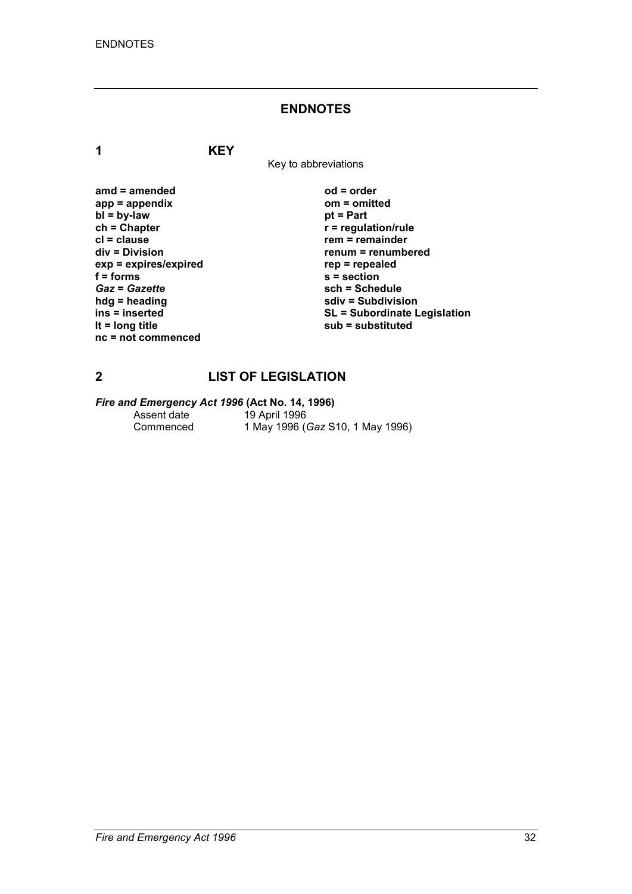## ENDNOTES

### 1 KEY

Key to abbreviations

**amd = amended**
**app = appendix**
**bl = by-law**
**ch = Chapter**
**cl = clause**
**div = Division**
**exp = expires/expired**
**f = forms**
***Gaz* = *Gazette***
**hdg = heading**
**ins = inserted**
**lt = long title**
**nc = not commenced**
**od = order**
**om = omitted**
**pt = Part**
**r = regulation/rule**
**rem = remainder**
**renum = renumbered**
**rep = repealed**
**s = section**
**sch = Schedule**
**sdiv = Subdivision**
**SL = Subordinate Legislation**
**sub = substituted**

### 2 LIST OF LEGISLATION

***Fire and Emergency Act 1996* (Act No. 14, 1996)**

| | |
|---|---|
| Assent date | 19 April 1996 |
| Commenced | 1 May 1996 (*Gaz* S10, 1 May 1996) |